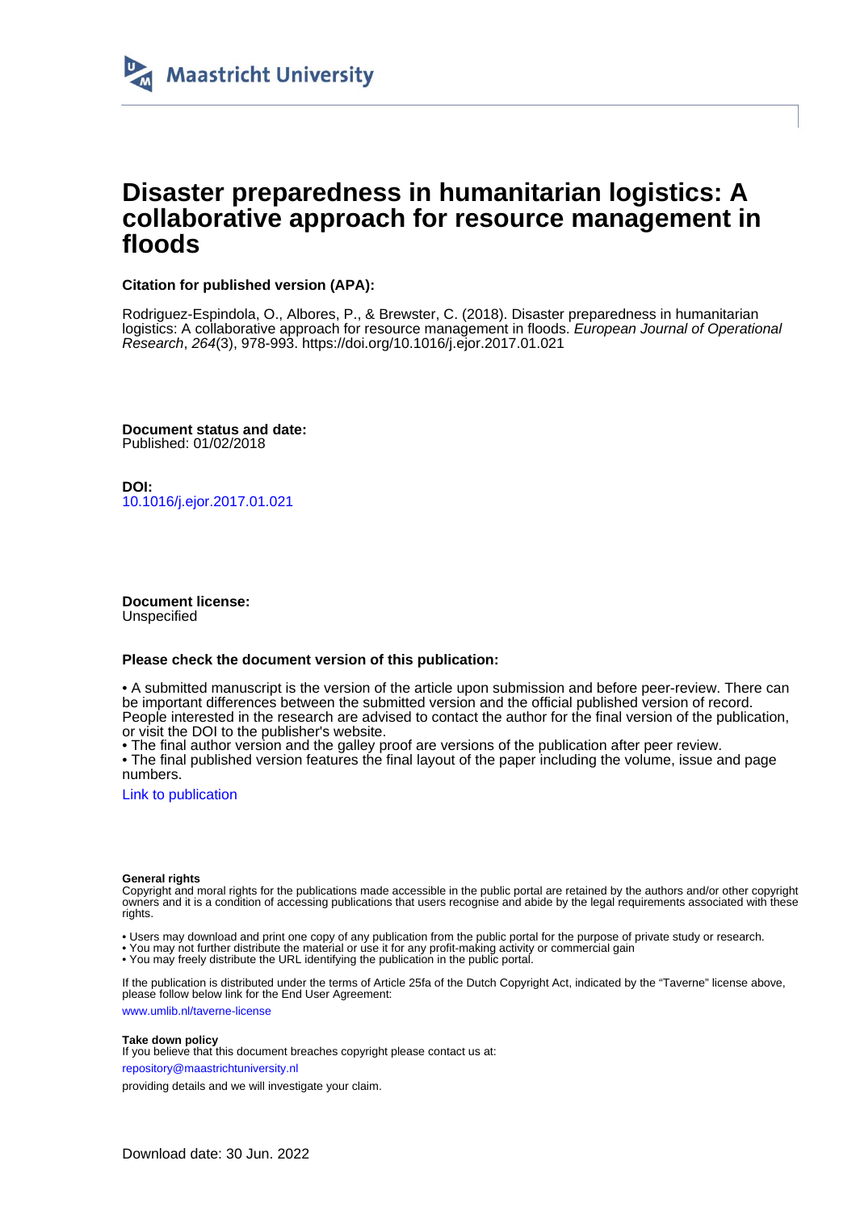Maastricht University

# Disaster preparedness in humanitarian logistics: A collaborative approach for resource management in floods

**Citation for published version (APA):**

Rodriguez-Espindola, O., Albores, P., & Brewster, C. (2018). Disaster preparedness in humanitarian logistics: A collaborative approach for resource management in floods. *European Journal of Operational Research*, *264*(3), 978-993. https://doi.org/10.1016/j.ejor.2017.01.021

**Document status and date:**
Published: 01/02/2018

**DOI:**
10.1016/j.ejor.2017.01.021

**Document license:**
Unspecified

**Please check the document version of this publication:**

• A submitted manuscript is the version of the article upon submission and before peer-review. There can be important differences between the submitted version and the official published version of record. People interested in the research are advised to contact the author for the final version of the publication, or visit the DOI to the publisher's website.
• The final author version and the galley proof are versions of the publication after peer review.
• The final published version features the final layout of the paper including the volume, issue and page numbers.

Link to publication

**General rights**
Copyright and moral rights for the publications made accessible in the public portal are retained by the authors and/or other copyright owners and it is a condition of accessing publications that users recognise and abide by the legal requirements associated with these rights.

• Users may download and print one copy of any publication from the public portal for the purpose of private study or research.
• You may not further distribute the material or use it for any profit-making activity or commercial gain
• You may freely distribute the URL identifying the publication in the public portal.

If the publication is distributed under the terms of Article 25fa of the Dutch Copyright Act, indicated by the "Taverne" license above, please follow below link for the End User Agreement:
www.umlib.nl/taverne-license

**Take down policy**
If you believe that this document breaches copyright please contact us at:
repository@maastrichtuniversity.nl
providing details and we will investigate your claim.

Download date: 30 Jun. 2022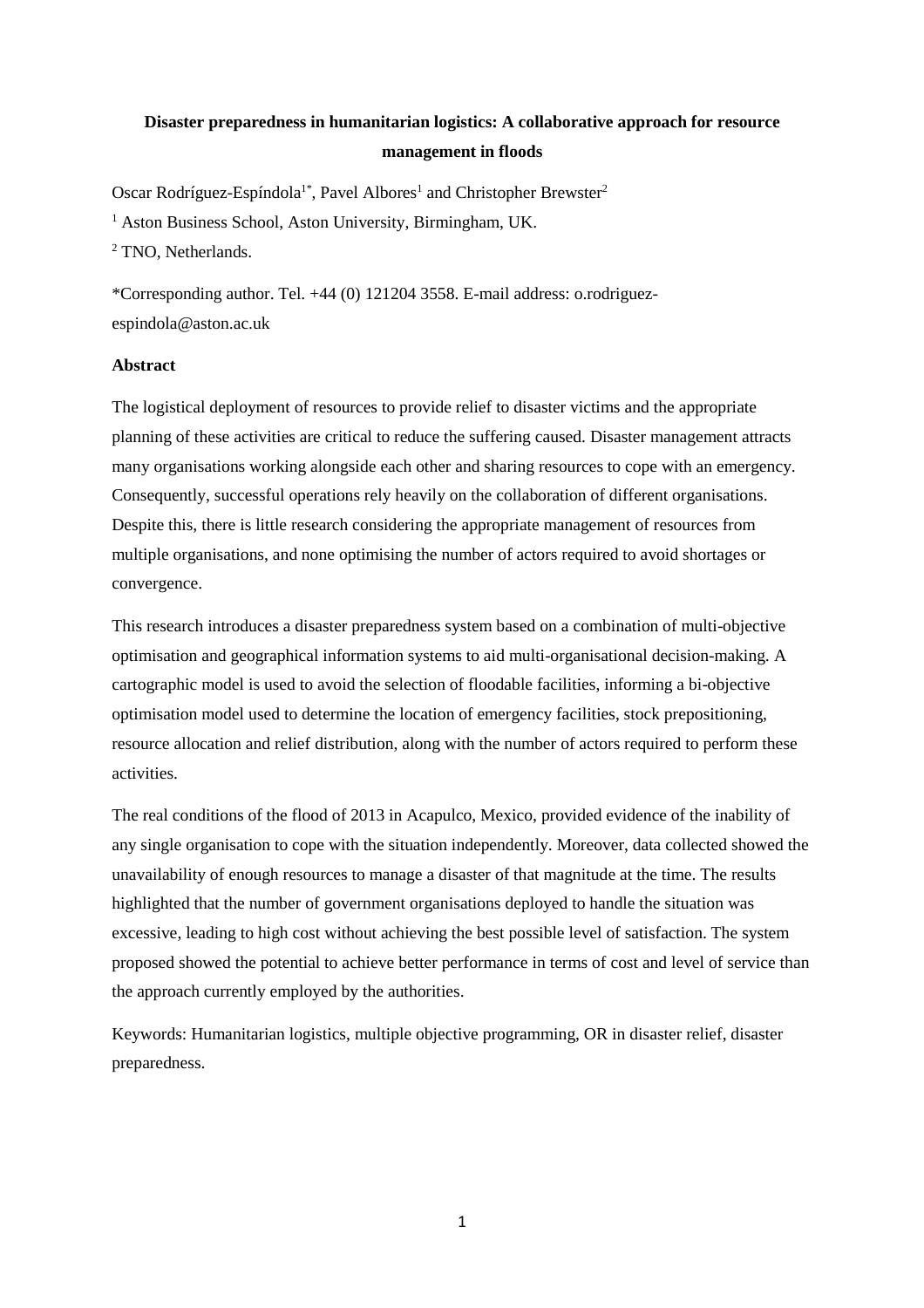**Disaster preparedness in humanitarian logistics: A collaborative approach for resource management in floods**

Oscar Rodríguez-Espíndola[1*], Pavel Albores[1] and Christopher Brewster[2]

[1] Aston Business School, Aston University, Birmingham, UK.

[2] TNO, Netherlands.

*Corresponding author. Tel. +44 (0) 121204 3558. E-mail address: o.rodriguez-espindola@aston.ac.uk

**Abstract**

The logistical deployment of resources to provide relief to disaster victims and the appropriate planning of these activities are critical to reduce the suffering caused. Disaster management attracts many organisations working alongside each other and sharing resources to cope with an emergency. Consequently, successful operations rely heavily on the collaboration of different organisations. Despite this, there is little research considering the appropriate management of resources from multiple organisations, and none optimising the number of actors required to avoid shortages or convergence.

This research introduces a disaster preparedness system based on a combination of multi-objective optimisation and geographical information systems to aid multi-organisational decision-making. A cartographic model is used to avoid the selection of floodable facilities, informing a bi-objective optimisation model used to determine the location of emergency facilities, stock prepositioning, resource allocation and relief distribution, along with the number of actors required to perform these activities.

The real conditions of the flood of 2013 in Acapulco, Mexico, provided evidence of the inability of any single organisation to cope with the situation independently. Moreover, data collected showed the unavailability of enough resources to manage a disaster of that magnitude at the time. The results highlighted that the number of government organisations deployed to handle the situation was excessive, leading to high cost without achieving the best possible level of satisfaction. The system proposed showed the potential to achieve better performance in terms of cost and level of service than the approach currently employed by the authorities.

Keywords: Humanitarian logistics, multiple objective programming, OR in disaster relief, disaster preparedness.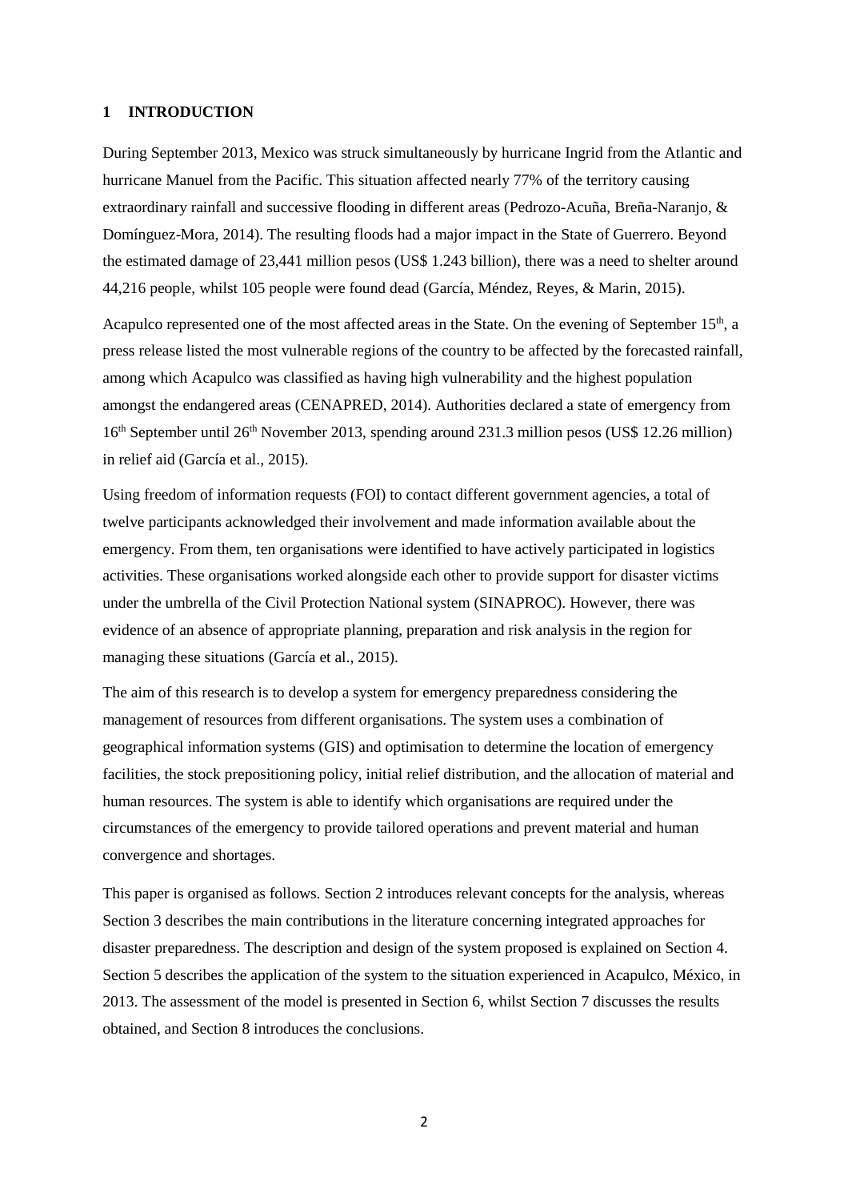# 1 INTRODUCTION

During September 2013, Mexico was struck simultaneously by hurricane Ingrid from the Atlantic and hurricane Manuel from the Pacific. This situation affected nearly 77% of the territory causing extraordinary rainfall and successive flooding in different areas (Pedrozo-Acuña, Breña-Naranjo, & Domínguez-Mora, 2014). The resulting floods had a major impact in the State of Guerrero. Beyond the estimated damage of 23,441 million pesos (US$ 1.243 billion), there was a need to shelter around 44,216 people, whilst 105 people were found dead (García, Méndez, Reyes, & Marin, 2015).

Acapulco represented one of the most affected areas in the State. On the evening of September 15th, a press release listed the most vulnerable regions of the country to be affected by the forecasted rainfall, among which Acapulco was classified as having high vulnerability and the highest population amongst the endangered areas (CENAPRED, 2014). Authorities declared a state of emergency from 16th September until 26th November 2013, spending around 231.3 million pesos (US$ 12.26 million) in relief aid (García et al., 2015).

Using freedom of information requests (FOI) to contact different government agencies, a total of twelve participants acknowledged their involvement and made information available about the emergency. From them, ten organisations were identified to have actively participated in logistics activities. These organisations worked alongside each other to provide support for disaster victims under the umbrella of the Civil Protection National system (SINAPROC). However, there was evidence of an absence of appropriate planning, preparation and risk analysis in the region for managing these situations (García et al., 2015).

The aim of this research is to develop a system for emergency preparedness considering the management of resources from different organisations. The system uses a combination of geographical information systems (GIS) and optimisation to determine the location of emergency facilities, the stock prepositioning policy, initial relief distribution, and the allocation of material and human resources. The system is able to identify which organisations are required under the circumstances of the emergency to provide tailored operations and prevent material and human convergence and shortages.

This paper is organised as follows. Section 2 introduces relevant concepts for the analysis, whereas Section 3 describes the main contributions in the literature concerning integrated approaches for disaster preparedness. The description and design of the system proposed is explained on Section 4. Section 5 describes the application of the system to the situation experienced in Acapulco, México, in 2013. The assessment of the model is presented in Section 6, whilst Section 7 discusses the results obtained, and Section 8 introduces the conclusions.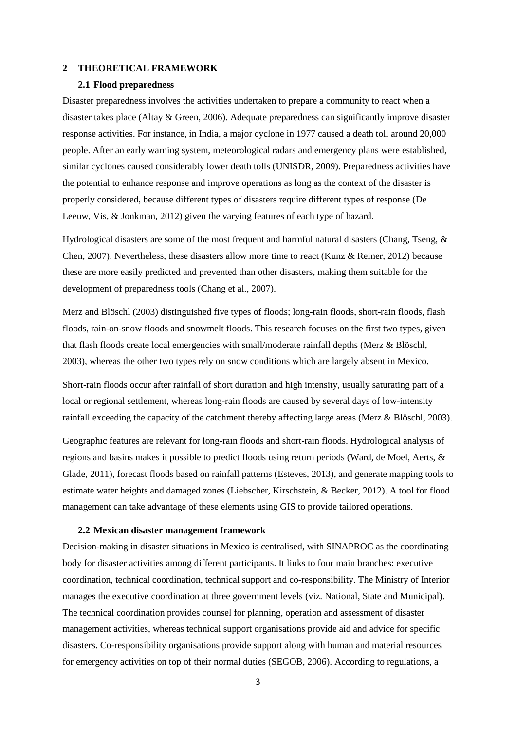## 2 THEORETICAL FRAMEWORK

### 2.1 Flood preparedness

Disaster preparedness involves the activities undertaken to prepare a community to react when a disaster takes place (Altay & Green, 2006). Adequate preparedness can significantly improve disaster response activities. For instance, in India, a major cyclone in 1977 caused a death toll around 20,000 people. After an early warning system, meteorological radars and emergency plans were established, similar cyclones caused considerably lower death tolls (UNISDR, 2009). Preparedness activities have the potential to enhance response and improve operations as long as the context of the disaster is properly considered, because different types of disasters require different types of response (De Leeuw, Vis, & Jonkman, 2012) given the varying features of each type of hazard.

Hydrological disasters are some of the most frequent and harmful natural disasters (Chang, Tseng, & Chen, 2007). Nevertheless, these disasters allow more time to react (Kunz & Reiner, 2012) because these are more easily predicted and prevented than other disasters, making them suitable for the development of preparedness tools (Chang et al., 2007).

Merz and Blöschl (2003) distinguished five types of floods; long-rain floods, short-rain floods, flash floods, rain-on-snow floods and snowmelt floods. This research focuses on the first two types, given that flash floods create local emergencies with small/moderate rainfall depths (Merz & Blöschl, 2003), whereas the other two types rely on snow conditions which are largely absent in Mexico.

Short-rain floods occur after rainfall of short duration and high intensity, usually saturating part of a local or regional settlement, whereas long-rain floods are caused by several days of low-intensity rainfall exceeding the capacity of the catchment thereby affecting large areas (Merz & Blöschl, 2003).

Geographic features are relevant for long-rain floods and short-rain floods. Hydrological analysis of regions and basins makes it possible to predict floods using return periods (Ward, de Moel, Aerts, & Glade, 2011), forecast floods based on rainfall patterns (Esteves, 2013), and generate mapping tools to estimate water heights and damaged zones (Liebscher, Kirschstein, & Becker, 2012). A tool for flood management can take advantage of these elements using GIS to provide tailored operations.

### 2.2 Mexican disaster management framework

Decision-making in disaster situations in Mexico is centralised, with SINAPROC as the coordinating body for disaster activities among different participants. It links to four main branches: executive coordination, technical coordination, technical support and co-responsibility. The Ministry of Interior manages the executive coordination at three government levels (viz. National, State and Municipal). The technical coordination provides counsel for planning, operation and assessment of disaster management activities, whereas technical support organisations provide aid and advice for specific disasters. Co-responsibility organisations provide support along with human and material resources for emergency activities on top of their normal duties (SEGOB, 2006). According to regulations, a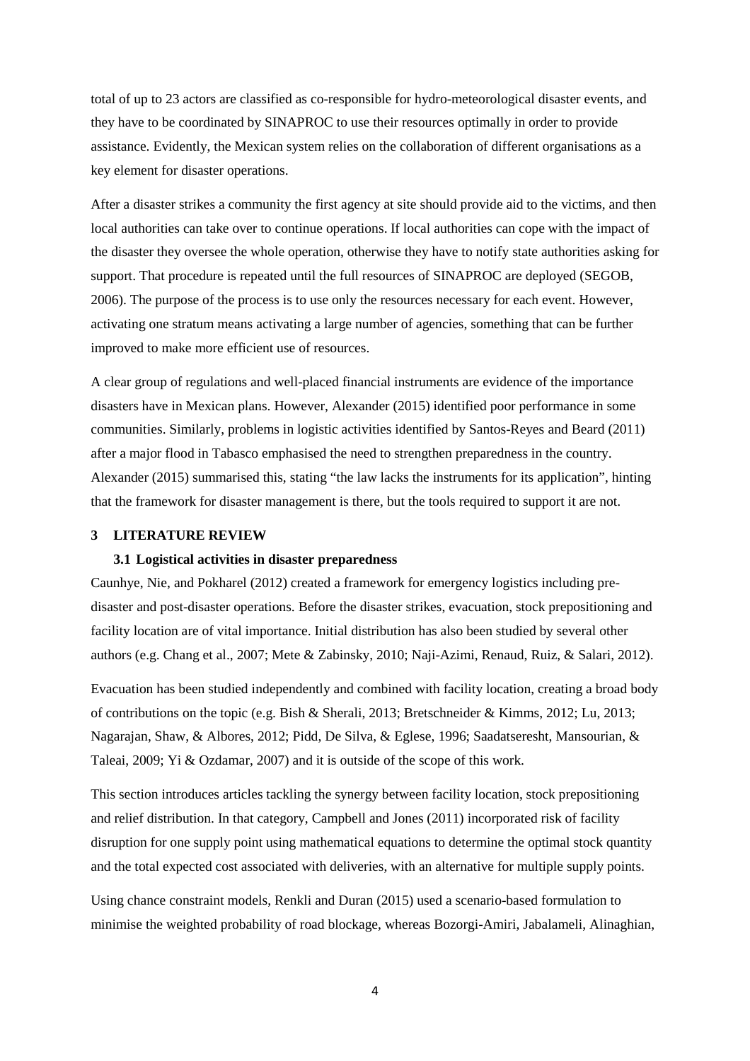total of up to 23 actors are classified as co-responsible for hydro-meteorological disaster events, and they have to be coordinated by SINAPROC to use their resources optimally in order to provide assistance. Evidently, the Mexican system relies on the collaboration of different organisations as a key element for disaster operations.

After a disaster strikes a community the first agency at site should provide aid to the victims, and then local authorities can take over to continue operations. If local authorities can cope with the impact of the disaster they oversee the whole operation, otherwise they have to notify state authorities asking for support. That procedure is repeated until the full resources of SINAPROC are deployed (SEGOB, 2006). The purpose of the process is to use only the resources necessary for each event. However, activating one stratum means activating a large number of agencies, something that can be further improved to make more efficient use of resources.

A clear group of regulations and well-placed financial instruments are evidence of the importance disasters have in Mexican plans. However, Alexander (2015) identified poor performance in some communities. Similarly, problems in logistic activities identified by Santos-Reyes and Beard (2011) after a major flood in Tabasco emphasised the need to strengthen preparedness in the country. Alexander (2015) summarised this, stating "the law lacks the instruments for its application", hinting that the framework for disaster management is there, but the tools required to support it are not.

# 3 LITERATURE REVIEW

## 3.1 Logistical activities in disaster preparedness

Caunhye, Nie, and Pokharel (2012) created a framework for emergency logistics including pre-disaster and post-disaster operations. Before the disaster strikes, evacuation, stock prepositioning and facility location are of vital importance. Initial distribution has also been studied by several other authors (e.g. Chang et al., 2007; Mete & Zabinsky, 2010; Naji-Azimi, Renaud, Ruiz, & Salari, 2012).

Evacuation has been studied independently and combined with facility location, creating a broad body of contributions on the topic (e.g. Bish & Sherali, 2013; Bretschneider & Kimms, 2012; Lu, 2013; Nagarajan, Shaw, & Albores, 2012; Pidd, De Silva, & Eglese, 1996; Saadatseresht, Mansourian, & Taleai, 2009; Yi & Ozdamar, 2007) and it is outside of the scope of this work.

This section introduces articles tackling the synergy between facility location, stock prepositioning and relief distribution. In that category, Campbell and Jones (2011) incorporated risk of facility disruption for one supply point using mathematical equations to determine the optimal stock quantity and the total expected cost associated with deliveries, with an alternative for multiple supply points.

Using chance constraint models, Renkli and Duran (2015) used a scenario-based formulation to minimise the weighted probability of road blockage, whereas Bozorgi-Amiri, Jabalameli, Alinaghian,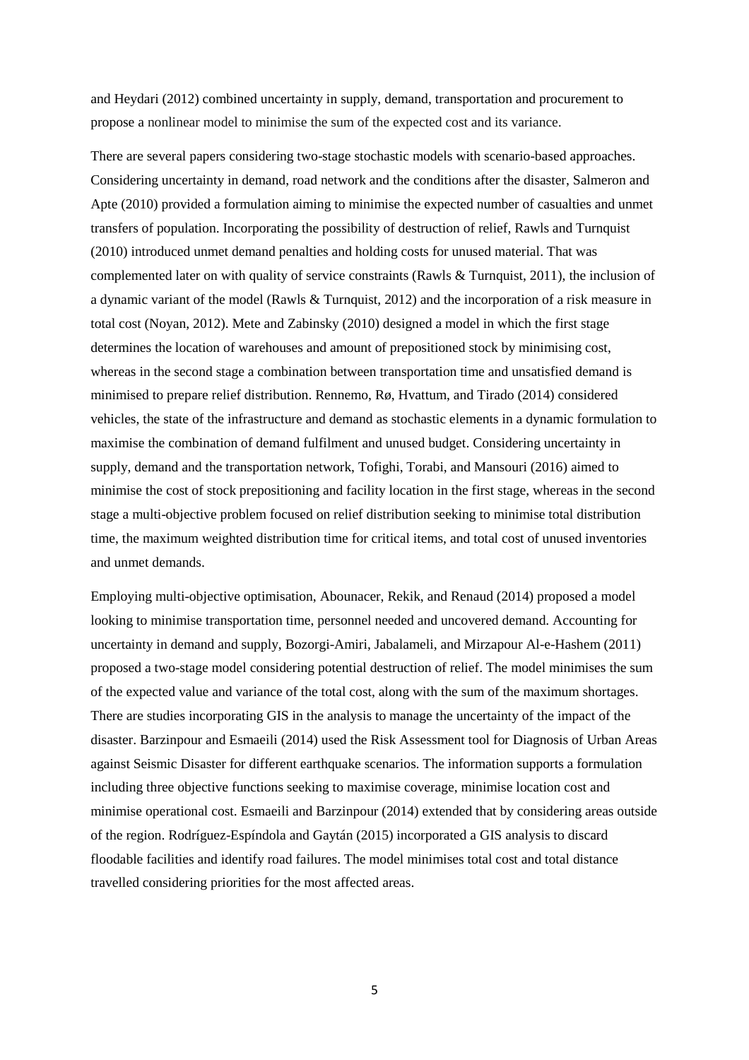and Heydari (2012) combined uncertainty in supply, demand, transportation and procurement to propose a nonlinear model to minimise the sum of the expected cost and its variance.

There are several papers considering two-stage stochastic models with scenario-based approaches. Considering uncertainty in demand, road network and the conditions after the disaster, Salmeron and Apte (2010) provided a formulation aiming to minimise the expected number of casualties and unmet transfers of population. Incorporating the possibility of destruction of relief, Rawls and Turnquist (2010) introduced unmet demand penalties and holding costs for unused material. That was complemented later on with quality of service constraints (Rawls & Turnquist, 2011), the inclusion of a dynamic variant of the model (Rawls & Turnquist, 2012) and the incorporation of a risk measure in total cost (Noyan, 2012). Mete and Zabinsky (2010) designed a model in which the first stage determines the location of warehouses and amount of prepositioned stock by minimising cost, whereas in the second stage a combination between transportation time and unsatisfied demand is minimised to prepare relief distribution. Rennemo, Rø, Hvattum, and Tirado (2014) considered vehicles, the state of the infrastructure and demand as stochastic elements in a dynamic formulation to maximise the combination of demand fulfilment and unused budget. Considering uncertainty in supply, demand and the transportation network, Tofighi, Torabi, and Mansouri (2016) aimed to minimise the cost of stock prepositioning and facility location in the first stage, whereas in the second stage a multi-objective problem focused on relief distribution seeking to minimise total distribution time, the maximum weighted distribution time for critical items, and total cost of unused inventories and unmet demands.

Employing multi-objective optimisation, Abounacer, Rekik, and Renaud (2014) proposed a model looking to minimise transportation time, personnel needed and uncovered demand. Accounting for uncertainty in demand and supply, Bozorgi-Amiri, Jabalameli, and Mirzapour Al-e-Hashem (2011) proposed a two-stage model considering potential destruction of relief. The model minimises the sum of the expected value and variance of the total cost, along with the sum of the maximum shortages. There are studies incorporating GIS in the analysis to manage the uncertainty of the impact of the disaster. Barzinpour and Esmaeili (2014) used the Risk Assessment tool for Diagnosis of Urban Areas against Seismic Disaster for different earthquake scenarios. The information supports a formulation including three objective functions seeking to maximise coverage, minimise location cost and minimise operational cost. Esmaeili and Barzinpour (2014) extended that by considering areas outside of the region. Rodríguez-Espíndola and Gaytán (2015) incorporated a GIS analysis to discard floodable facilities and identify road failures. The model minimises total cost and total distance travelled considering priorities for the most affected areas.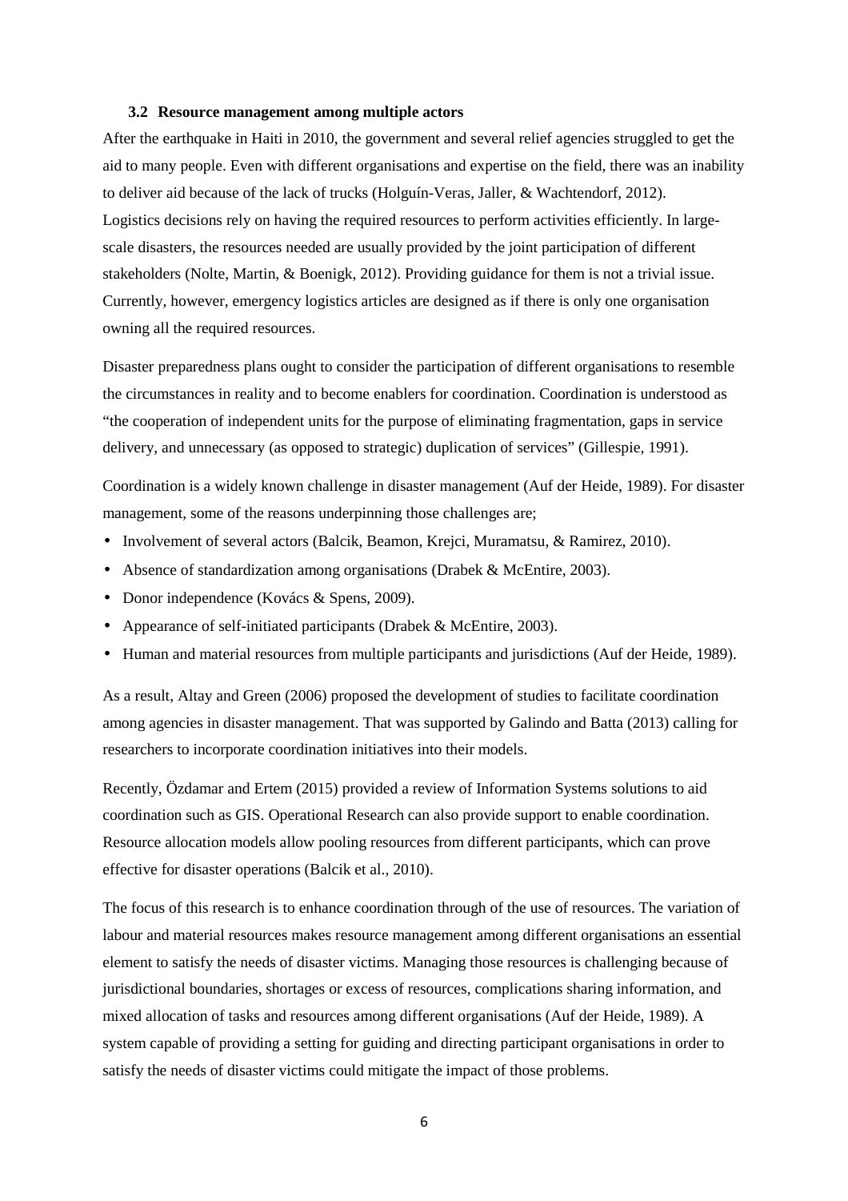### 3.2 Resource management among multiple actors

After the earthquake in Haiti in 2010, the government and several relief agencies struggled to get the aid to many people. Even with different organisations and expertise on the field, there was an inability to deliver aid because of the lack of trucks (Holguín-Veras, Jaller, & Wachtendorf, 2012). Logistics decisions rely on having the required resources to perform activities efficiently. In large-scale disasters, the resources needed are usually provided by the joint participation of different stakeholders (Nolte, Martin, & Boenigk, 2012). Providing guidance for them is not a trivial issue. Currently, however, emergency logistics articles are designed as if there is only one organisation owning all the required resources.

Disaster preparedness plans ought to consider the participation of different organisations to resemble the circumstances in reality and to become enablers for coordination. Coordination is understood as "the cooperation of independent units for the purpose of eliminating fragmentation, gaps in service delivery, and unnecessary (as opposed to strategic) duplication of services" (Gillespie, 1991).

Coordination is a widely known challenge in disaster management (Auf der Heide, 1989). For disaster management, some of the reasons underpinning those challenges are;

- Involvement of several actors (Balcik, Beamon, Krejci, Muramatsu, & Ramirez, 2010).
- Absence of standardization among organisations (Drabek & McEntire, 2003).
- Donor independence (Kovács & Spens, 2009).
- Appearance of self-initiated participants (Drabek & McEntire, 2003).
- Human and material resources from multiple participants and jurisdictions (Auf der Heide, 1989).

As a result, Altay and Green (2006) proposed the development of studies to facilitate coordination among agencies in disaster management. That was supported by Galindo and Batta (2013) calling for researchers to incorporate coordination initiatives into their models.

Recently, Özdamar and Ertem (2015) provided a review of Information Systems solutions to aid coordination such as GIS. Operational Research can also provide support to enable coordination. Resource allocation models allow pooling resources from different participants, which can prove effective for disaster operations (Balcik et al., 2010).

The focus of this research is to enhance coordination through of the use of resources. The variation of labour and material resources makes resource management among different organisations an essential element to satisfy the needs of disaster victims. Managing those resources is challenging because of jurisdictional boundaries, shortages or excess of resources, complications sharing information, and mixed allocation of tasks and resources among different organisations (Auf der Heide, 1989). A system capable of providing a setting for guiding and directing participant organisations in order to satisfy the needs of disaster victims could mitigate the impact of those problems.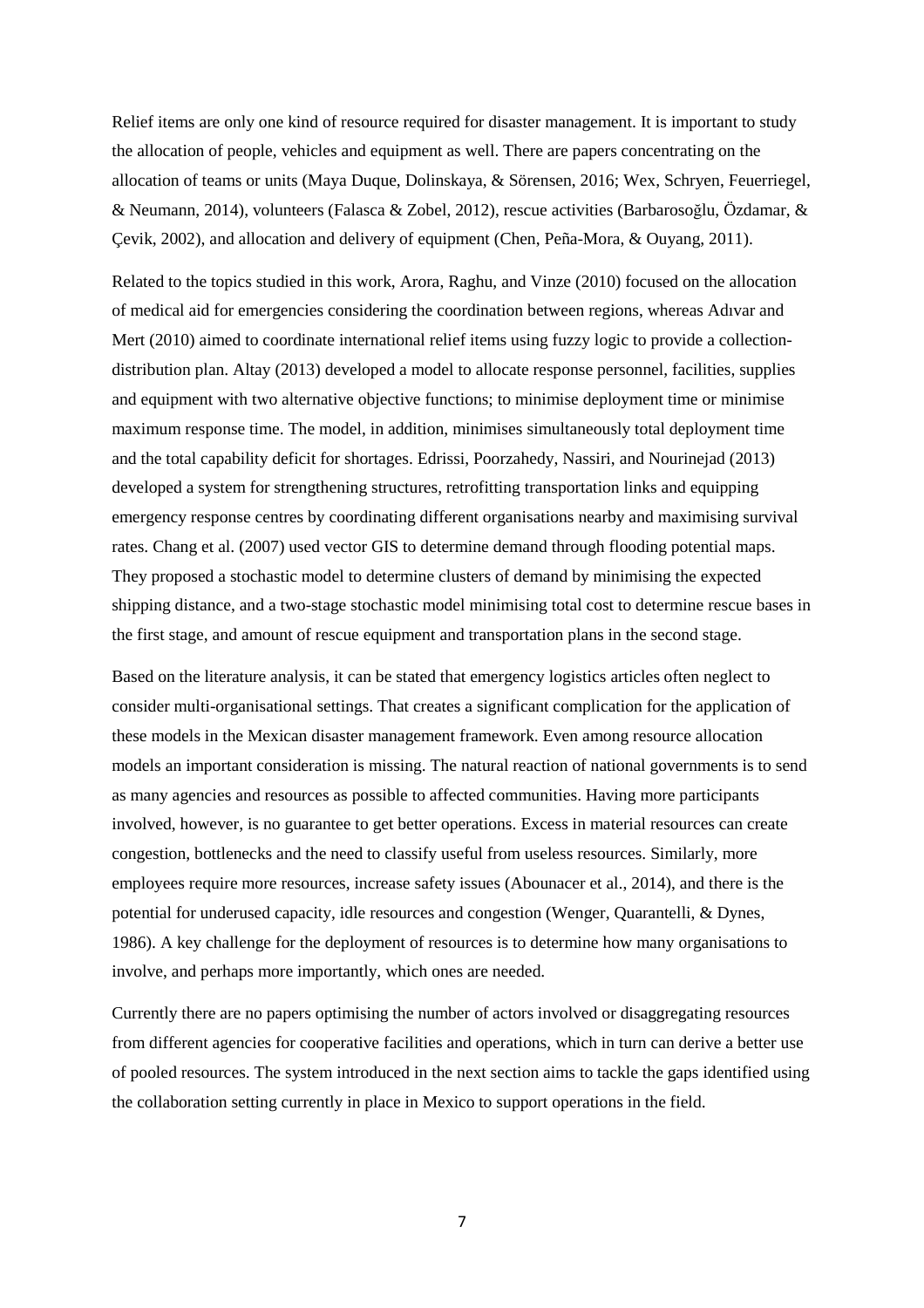Relief items are only one kind of resource required for disaster management. It is important to study the allocation of people, vehicles and equipment as well. There are papers concentrating on the allocation of teams or units (Maya Duque, Dolinskaya, & Sörensen, 2016; Wex, Schryen, Feuerriegel, & Neumann, 2014), volunteers (Falasca & Zobel, 2012), rescue activities (Barbarosoğlu, Özdamar, & Çevik, 2002), and allocation and delivery of equipment (Chen, Peña-Mora, & Ouyang, 2011).

Related to the topics studied in this work, Arora, Raghu, and Vinze (2010) focused on the allocation of medical aid for emergencies considering the coordination between regions, whereas Adıvar and Mert (2010) aimed to coordinate international relief items using fuzzy logic to provide a collection-distribution plan. Altay (2013) developed a model to allocate response personnel, facilities, supplies and equipment with two alternative objective functions; to minimise deployment time or minimise maximum response time. The model, in addition, minimises simultaneously total deployment time and the total capability deficit for shortages. Edrissi, Poorzahedy, Nassiri, and Nourinejad (2013) developed a system for strengthening structures, retrofitting transportation links and equipping emergency response centres by coordinating different organisations nearby and maximising survival rates. Chang et al. (2007) used vector GIS to determine demand through flooding potential maps. They proposed a stochastic model to determine clusters of demand by minimising the expected shipping distance, and a two-stage stochastic model minimising total cost to determine rescue bases in the first stage, and amount of rescue equipment and transportation plans in the second stage.

Based on the literature analysis, it can be stated that emergency logistics articles often neglect to consider multi-organisational settings. That creates a significant complication for the application of these models in the Mexican disaster management framework. Even among resource allocation models an important consideration is missing. The natural reaction of national governments is to send as many agencies and resources as possible to affected communities. Having more participants involved, however, is no guarantee to get better operations. Excess in material resources can create congestion, bottlenecks and the need to classify useful from useless resources. Similarly, more employees require more resources, increase safety issues (Abounacer et al., 2014), and there is the potential for underused capacity, idle resources and congestion (Wenger, Quarantelli, & Dynes, 1986). A key challenge for the deployment of resources is to determine how many organisations to involve, and perhaps more importantly, which ones are needed.

Currently there are no papers optimising the number of actors involved or disaggregating resources from different agencies for cooperative facilities and operations, which in turn can derive a better use of pooled resources. The system introduced in the next section aims to tackle the gaps identified using the collaboration setting currently in place in Mexico to support operations in the field.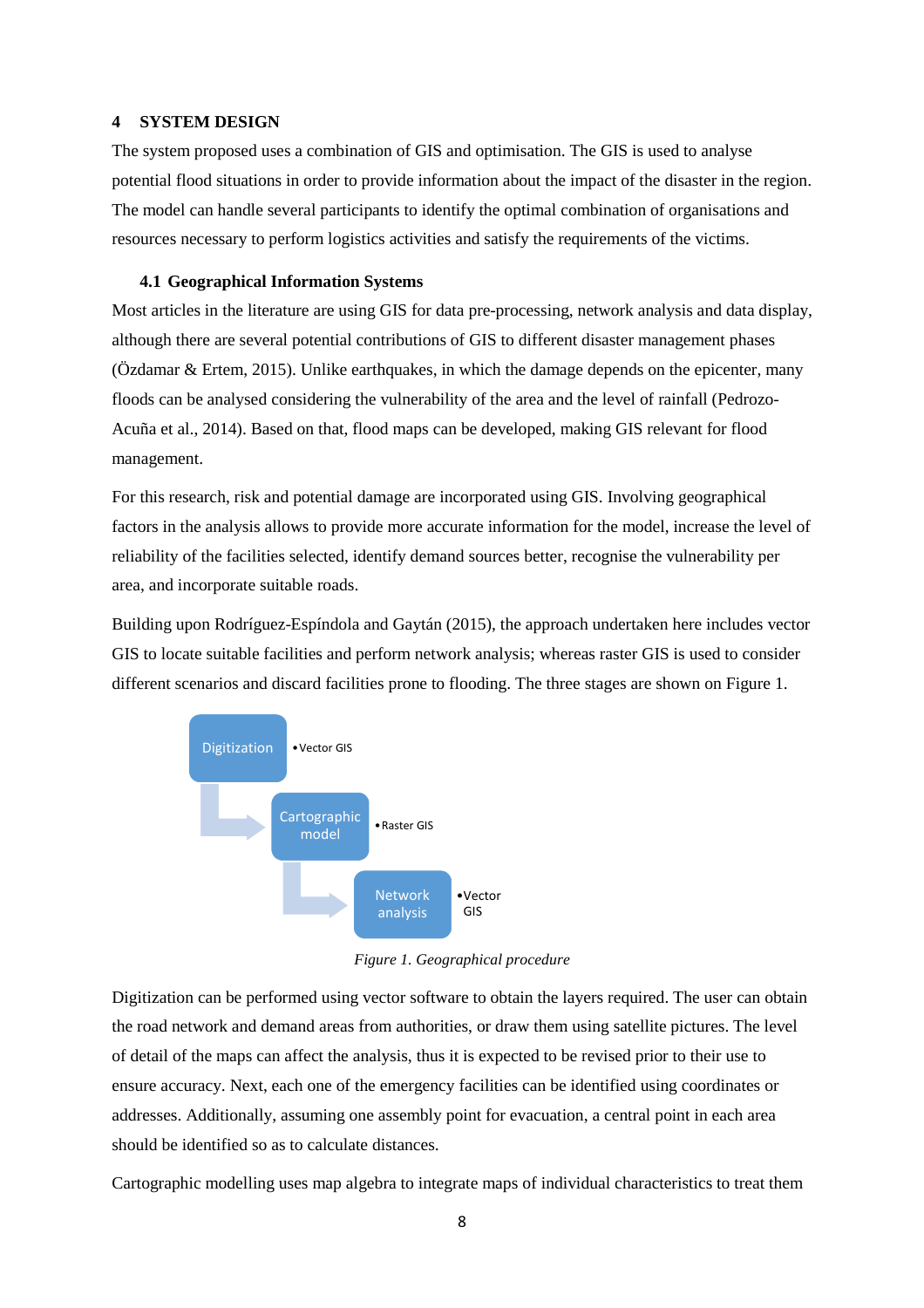## 4 SYSTEM DESIGN

The system proposed uses a combination of GIS and optimisation. The GIS is used to analyse potential flood situations in order to provide information about the impact of the disaster in the region. The model can handle several participants to identify the optimal combination of organisations and resources necessary to perform logistics activities and satisfy the requirements of the victims.

### 4.1 Geographical Information Systems

Most articles in the literature are using GIS for data pre-processing, network analysis and data display, although there are several potential contributions of GIS to different disaster management phases (Özdamar & Ertem, 2015). Unlike earthquakes, in which the damage depends on the epicenter, many floods can be analysed considering the vulnerability of the area and the level of rainfall (Pedrozo-Acuña et al., 2014). Based on that, flood maps can be developed, making GIS relevant for flood management.

For this research, risk and potential damage are incorporated using GIS. Involving geographical factors in the analysis allows to provide more accurate information for the model, increase the level of reliability of the facilities selected, identify demand sources better, recognise the vulnerability per area, and incorporate suitable roads.

Building upon Rodríguez-Espíndola and Gaytán (2015), the approach undertaken here includes vector GIS to locate suitable facilities and perform network analysis; whereas raster GIS is used to consider different scenarios and discard facilities prone to flooding. The three stages are shown on Figure 1.

*Figure 1. Geographical procedure*

Digitization can be performed using vector software to obtain the layers required. The user can obtain the road network and demand areas from authorities, or draw them using satellite pictures. The level of detail of the maps can affect the analysis, thus it is expected to be revised prior to their use to ensure accuracy. Next, each one of the emergency facilities can be identified using coordinates or addresses. Additionally, assuming one assembly point for evacuation, a central point in each area should be identified so as to calculate distances.

Cartographic modelling uses map algebra to integrate maps of individual characteristics to treat them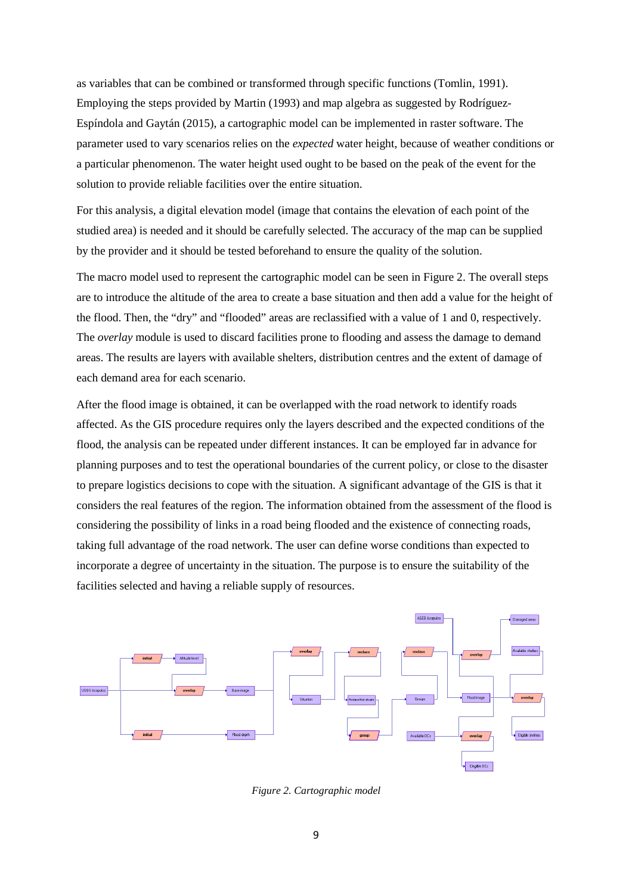as variables that can be combined or transformed through specific functions (Tomlin, 1991). Employing the steps provided by Martin (1993) and map algebra as suggested by Rodríguez-Espíndola and Gaytán (2015), a cartographic model can be implemented in raster software. The parameter used to vary scenarios relies on the *expected* water height, because of weather conditions or a particular phenomenon. The water height used ought to be based on the peak of the event for the solution to provide reliable facilities over the entire situation.

For this analysis, a digital elevation model (image that contains the elevation of each point of the studied area) is needed and it should be carefully selected. The accuracy of the map can be supplied by the provider and it should be tested beforehand to ensure the quality of the solution.

The macro model used to represent the cartographic model can be seen in Figure 2. The overall steps are to introduce the altitude of the area to create a base situation and then add a value for the height of the flood. Then, the "dry" and "flooded" areas are reclassified with a value of 1 and 0, respectively. The *overlay* module is used to discard facilities prone to flooding and assess the damage to demand areas. The results are layers with available shelters, distribution centres and the extent of damage of each demand area for each scenario.

After the flood image is obtained, it can be overlapped with the road network to identify roads affected. As the GIS procedure requires only the layers described and the expected conditions of the flood, the analysis can be repeated under different instances. It can be employed far in advance for planning purposes and to test the operational boundaries of the current policy, or close to the disaster to prepare logistics decisions to cope with the situation. A significant advantage of the GIS is that it considers the real features of the region. The information obtained from the assessment of the flood is considering the possibility of links in a road being flooded and the existence of connecting roads, taking full advantage of the road network. The user can define worse conditions than expected to incorporate a degree of uncertainty in the situation. The purpose is to ensure the suitability of the facilities selected and having a reliable supply of resources.

*Figure 2. Cartographic model*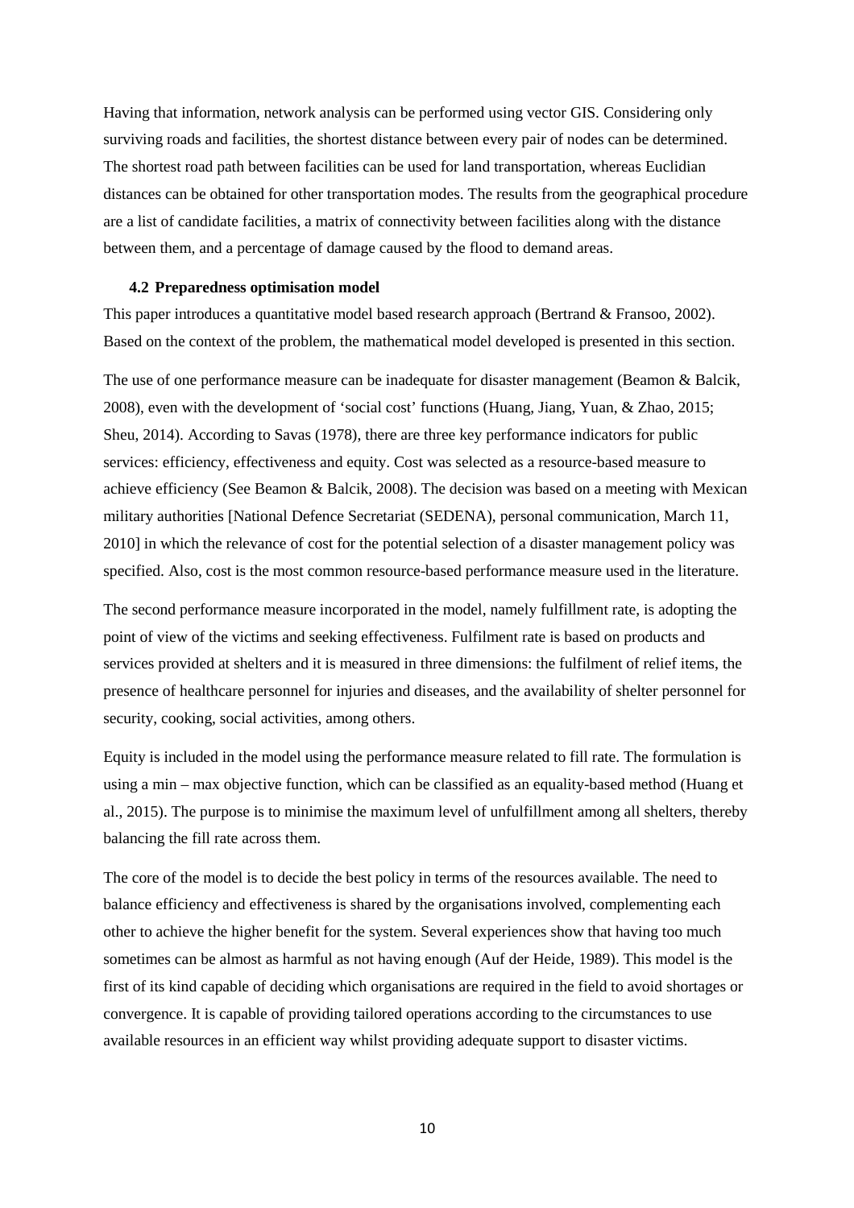Having that information, network analysis can be performed using vector GIS. Considering only surviving roads and facilities, the shortest distance between every pair of nodes can be determined. The shortest road path between facilities can be used for land transportation, whereas Euclidian distances can be obtained for other transportation modes. The results from the geographical procedure are a list of candidate facilities, a matrix of connectivity between facilities along with the distance between them, and a percentage of damage caused by the flood to demand areas.

### 4.2 Preparedness optimisation model

This paper introduces a quantitative model based research approach (Bertrand & Fransoo, 2002). Based on the context of the problem, the mathematical model developed is presented in this section.

The use of one performance measure can be inadequate for disaster management (Beamon & Balcik, 2008), even with the development of 'social cost' functions (Huang, Jiang, Yuan, & Zhao, 2015; Sheu, 2014). According to Savas (1978), there are three key performance indicators for public services: efficiency, effectiveness and equity. Cost was selected as a resource-based measure to achieve efficiency (See Beamon & Balcik, 2008). The decision was based on a meeting with Mexican military authorities [National Defence Secretariat (SEDENA), personal communication, March 11, 2010] in which the relevance of cost for the potential selection of a disaster management policy was specified. Also, cost is the most common resource-based performance measure used in the literature.

The second performance measure incorporated in the model, namely fulfillment rate, is adopting the point of view of the victims and seeking effectiveness. Fulfilment rate is based on products and services provided at shelters and it is measured in three dimensions: the fulfilment of relief items, the presence of healthcare personnel for injuries and diseases, and the availability of shelter personnel for security, cooking, social activities, among others.

Equity is included in the model using the performance measure related to fill rate. The formulation is using a min – max objective function, which can be classified as an equality-based method (Huang et al., 2015). The purpose is to minimise the maximum level of unfulfillment among all shelters, thereby balancing the fill rate across them.

The core of the model is to decide the best policy in terms of the resources available. The need to balance efficiency and effectiveness is shared by the organisations involved, complementing each other to achieve the higher benefit for the system. Several experiences show that having too much sometimes can be almost as harmful as not having enough (Auf der Heide, 1989). This model is the first of its kind capable of deciding which organisations are required in the field to avoid shortages or convergence. It is capable of providing tailored operations according to the circumstances to use available resources in an efficient way whilst providing adequate support to disaster victims.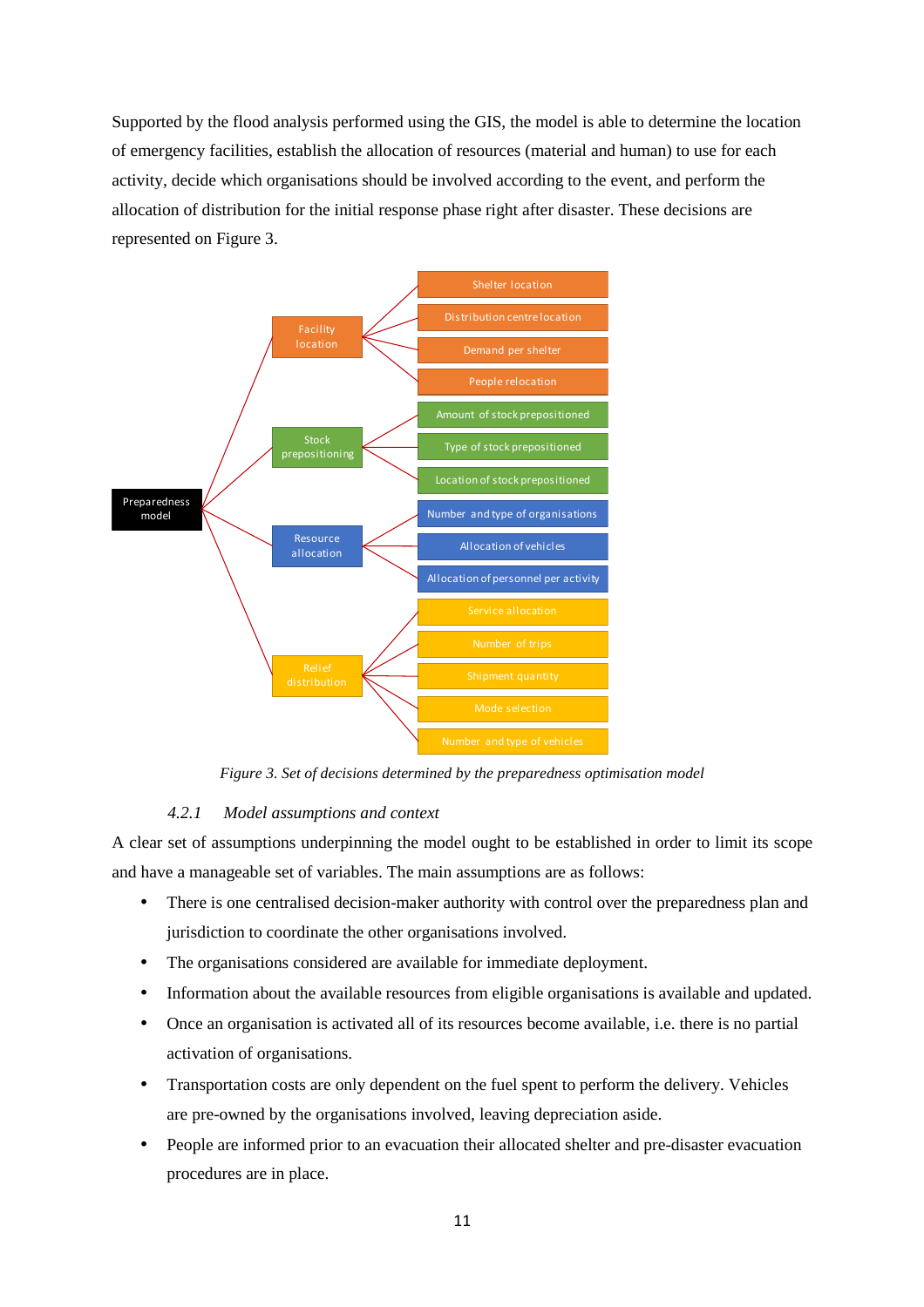Supported by the flood analysis performed using the GIS, the model is able to determine the location of emergency facilities, establish the allocation of resources (material and human) to use for each activity, decide which organisations should be involved according to the event, and perform the allocation of distribution for the initial response phase right after disaster. These decisions are represented on Figure 3.

- Preparedness model
  - Facility location
    - Shelter location
    - Distribution centre location
    - Demand per shelter
    - People relocation
  - Stock prepositioning
    - Amount of stock prepositioned
    - Type of stock prepositioned
    - Location of stock prepositioned
  - Resource allocation
    - Number and type of organisations
    - Allocation of vehicles
    - Allocation of personnel per activity
  - Relief distribution
    - Service allocation
    - Number of trips
    - Shipment quantity
    - Mode selection
    - Number and type of vehicles

*Figure 3. Set of decisions determined by the preparedness optimisation model*

### *4.2.1 Model assumptions and context*

A clear set of assumptions underpinning the model ought to be established in order to limit its scope and have a manageable set of variables. The main assumptions are as follows:

- There is one centralised decision-maker authority with control over the preparedness plan and jurisdiction to coordinate the other organisations involved.
- The organisations considered are available for immediate deployment.
- Information about the available resources from eligible organisations is available and updated.
- Once an organisation is activated all of its resources become available, i.e. there is no partial activation of organisations.
- Transportation costs are only dependent on the fuel spent to perform the delivery. Vehicles are pre-owned by the organisations involved, leaving depreciation aside.
- People are informed prior to an evacuation their allocated shelter and pre-disaster evacuation procedures are in place.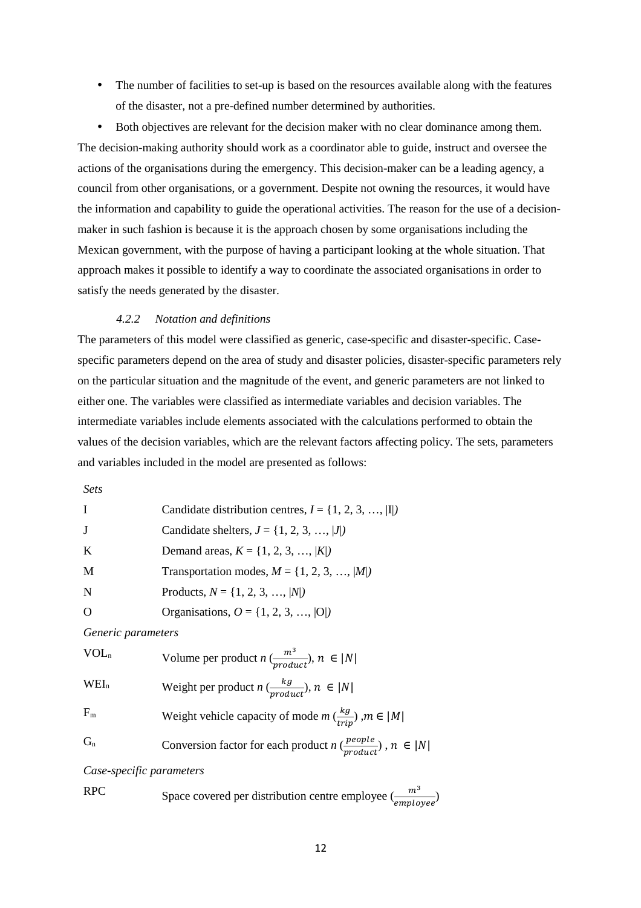- The number of facilities to set-up is based on the resources available along with the features of the disaster, not a pre-defined number determined by authorities.
- Both objectives are relevant for the decision maker with no clear dominance among them.

The decision-making authority should work as a coordinator able to guide, instruct and oversee the actions of the organisations during the emergency. This decision-maker can be a leading agency, a council from other organisations, or a government. Despite not owning the resources, it would have the information and capability to guide the operational activities. The reason for the use of a decision-maker in such fashion is because it is the approach chosen by some organisations including the Mexican government, with the purpose of having a participant looking at the whole situation. That approach makes it possible to identify a way to coordinate the associated organisations in order to satisfy the needs generated by the disaster.

#### *4.2.2 Notation and definitions*

The parameters of this model were classified as generic, case-specific and disaster-specific. Case-specific parameters depend on the area of study and disaster policies, disaster-specific parameters rely on the particular situation and the magnitude of the event, and generic parameters are not linked to either one. The variables were classified as intermediate variables and decision variables. The intermediate variables include elements associated with the calculations performed to obtain the values of the decision variables, which are the relevant factors affecting policy. The sets, parameters and variables included in the model are presented as follows:

*Sets*

| | |
|---|---|
| I | Candidate distribution centres, $I = \{1, 2, 3, \ldots, \|I\|)$ |
| J | Candidate shelters, $J = \{1, 2, 3, \ldots, \|J\|)$ |
| K | Demand areas, $K = \{1, 2, 3, \ldots, \|K\|)$ |
| M | Transportation modes, $M = \{1, 2, 3, \ldots, \|M\|)$ |
| N | Products, $N = \{1, 2, 3, \ldots, \|N\|)$ |
| O | Organisations, $O = \{1, 2, 3, \ldots, \|O\|)$ |

*Generic parameters*

| | |
|---|---|
| $VOL_n$ | Volume per product $n$ $(\frac{m^3}{product})$, $n \in \|N\|$ |
| $WEI_n$ | Weight per product $n$ $(\frac{kg}{product})$, $n \in \|N\|$ |
| $F_m$ | Weight vehicle capacity of mode $m$ $(\frac{kg}{trip})$ ,$m \in \|M\|$ |
| $G_n$ | Conversion factor for each product $n$ $(\frac{people}{product})$ , $n \in \|N\|$ |

*Case-specific parameters*

| | |
|---|---|
| RPC | Space covered per distribution centre employee $(\frac{m^3}{employee})$ |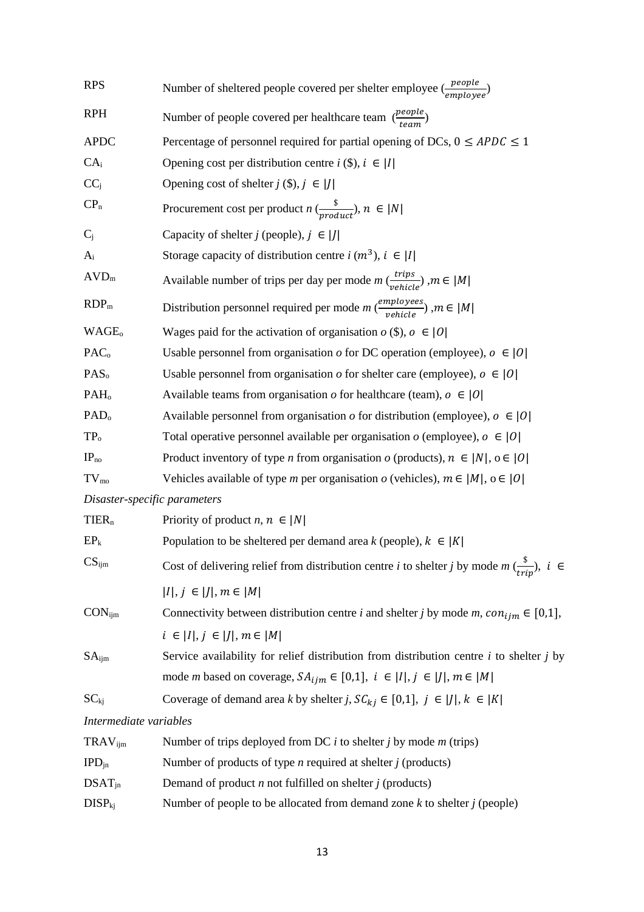| | |
|---|---|
| RPS | Number of sheltered people covered per shelter employee ($\frac{people}{employee}$) |
| RPH | Number of people covered per healthcare team ($\frac{people}{team}$) |
| APDC | Percentage of personnel required for partial opening of DCs, $0 \leq APDC \leq 1$ |
| $CA_i$ | Opening cost per distribution centre *i* (\$), $i \in \|I\|$ |
| $CC_j$ | Opening cost of shelter *j* (\$), $j \in \|J\|$ |
| $CP_n$ | Procurement cost per product *n* ($\frac{\$}{product}$), $n \in \|N\|$ |
| $C_j$ | Capacity of shelter *j* (people), $j \in \|J\|$ |
| $A_i$ | Storage capacity of distribution centre *i* ($m^3$), $i \in \|I\|$ |
| $AVD_m$ | Available number of trips per day per mode *m* ($\frac{trips}{vehicle}$) ,$m \in \|M\|$ |
| $RDP_m$ | Distribution personnel required per mode *m* ($\frac{employees}{vehicle}$) ,$m \in \|M\|$ |
| $WAGE_o$ | Wages paid for the activation of organisation *o* (\$), $o \in \|O\|$ |
| $PAC_o$ | Usable personnel from organisation *o* for DC operation (employee), $o \in \|O\|$ |
| $PAS_o$ | Usable personnel from organisation *o* for shelter care (employee), $o \in \|O\|$ |
| $PAH_o$ | Available teams from organisation *o* for healthcare (team), $o \in \|O\|$ |
| $PAD_o$ | Available personnel from organisation *o* for distribution (employee), $o \in \|O\|$ |
| $TP_o$ | Total operative personnel available per organisation *o* (employee), $o \in \|O\|$ |
| $IP_{no}$ | Product inventory of type *n* from organisation *o* (products), $n \in \|N\|$, $o \in \|O\|$ |
| $TV_{mo}$ | Vehicles available of type *m* per organisation *o* (vehicles), $m \in \|M\|$, $o \in \|O\|$ |

*Disaster-specific parameters*

| | |
|---|---|
| $TIER_n$ | Priority of product *n*, $n \in \|N\|$ |
| $EP_k$ | Population to be sheltered per demand area *k* (people), $k \in \|K\|$ |
| $CS_{ijm}$ | Cost of delivering relief from distribution centre *i* to shelter *j* by mode *m* ($\frac{\$}{trip}$), $i \in \|I\|$, $j \in \|J\|$, $m \in \|M\|$ |
| $CON_{ijm}$ | Connectivity between distribution centre *i* and shelter *j* by mode *m*, $con_{ijm} \in [0,1]$, $i \in \|I\|$, $j \in \|J\|$, $m \in \|M\|$ |
| $SA_{ijm}$ | Service availability for relief distribution from distribution centre *i* to shelter *j* by mode *m* based on coverage, $SA_{ijm} \in [0,1]$, $i \in \|I\|$, $j \in \|J\|$, $m \in \|M\|$ |
| $SC_{kj}$ | Coverage of demand area *k* by shelter *j*, $SC_{kj} \in [0,1]$, $j \in \|J\|$, $k \in \|K\|$ |

*Intermediate variables*

| | |
|---|---|
| $TRAV_{ijm}$ | Number of trips deployed from DC *i* to shelter *j* by mode *m* (trips) |
| $IPD_{jn}$ | Number of products of type *n* required at shelter *j* (products) |
| $DSAT_{jn}$ | Demand of product *n* not fulfilled on shelter *j* (products) |
| $DISP_{kj}$ | Number of people to be allocated from demand zone *k* to shelter *j* (people) |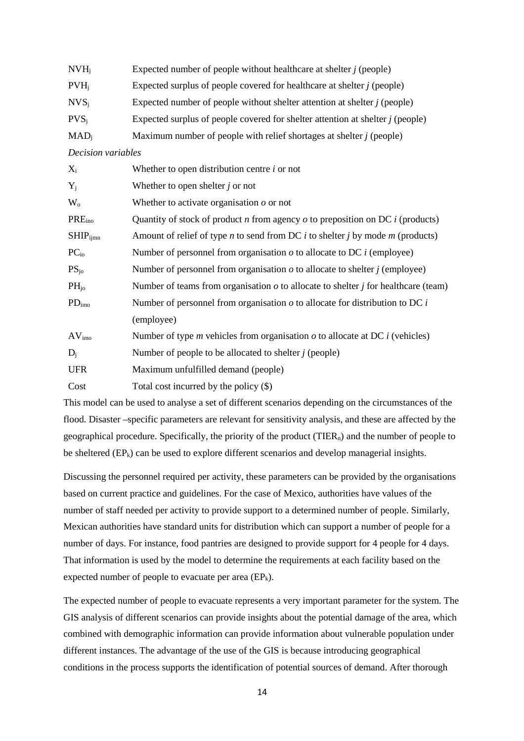| | |
|---|---|
| $NVH_j$ | Expected number of people without healthcare at shelter *j* (people) |
| $PVH_j$ | Expected surplus of people covered for healthcare at shelter *j* (people) |
| $NVS_j$ | Expected number of people without shelter attention at shelter *j* (people) |
| $PVS_j$ | Expected surplus of people covered for shelter attention at shelter *j* (people) |
| $MAD_j$ | Maximum number of people with relief shortages at shelter *j* (people) |

*Decision variables*

| | |
|---|---|
| $X_i$ | Whether to open distribution centre *i* or not |
| $Y_j$ | Whether to open shelter *j* or not |
| $W_o$ | Whether to activate organisation *o* or not |
| $PRE_{ino}$ | Quantity of stock of product *n* from agency *o* to preposition on DC *i* (products) |
| $SHIP_{ijmn}$ | Amount of relief of type *n* to send from DC *i* to shelter *j* by mode *m* (products) |
| $PC_{io}$ | Number of personnel from organisation *o* to allocate to DC *i* (employee) |
| $PS_{jo}$ | Number of personnel from organisation *o* to allocate to shelter *j* (employee) |
| $PH_{jo}$ | Number of teams from organisation *o* to allocate to shelter *j* for healthcare (team) |
| $PD_{imo}$ | Number of personnel from organisation *o* to allocate for distribution to DC *i* (employee) |
| $AV_{imo}$ | Number of type *m* vehicles from organisation *o* to allocate at DC *i* (vehicles) |
| $D_j$ | Number of people to be allocated to shelter *j* (people) |
| UFR | Maximum unfulfilled demand (people) |
| Cost | Total cost incurred by the policy ($) |

This model can be used to analyse a set of different scenarios depending on the circumstances of the flood. Disaster –specific parameters are relevant for sensitivity analysis, and these are affected by the geographical procedure. Specifically, the priority of the product ($TIER_n$) and the number of people to be sheltered ($EP_k$) can be used to explore different scenarios and develop managerial insights.

Discussing the personnel required per activity, these parameters can be provided by the organisations based on current practice and guidelines. For the case of Mexico, authorities have values of the number of staff needed per activity to provide support to a determined number of people. Similarly, Mexican authorities have standard units for distribution which can support a number of people for a number of days. For instance, food pantries are designed to provide support for 4 people for 4 days. That information is used by the model to determine the requirements at each facility based on the expected number of people to evacuate per area ($EP_k$).

The expected number of people to evacuate represents a very important parameter for the system. The GIS analysis of different scenarios can provide insights about the potential damage of the area, which combined with demographic information can provide information about vulnerable population under different instances. The advantage of the use of the GIS is because introducing geographical conditions in the process supports the identification of potential sources of demand. After thorough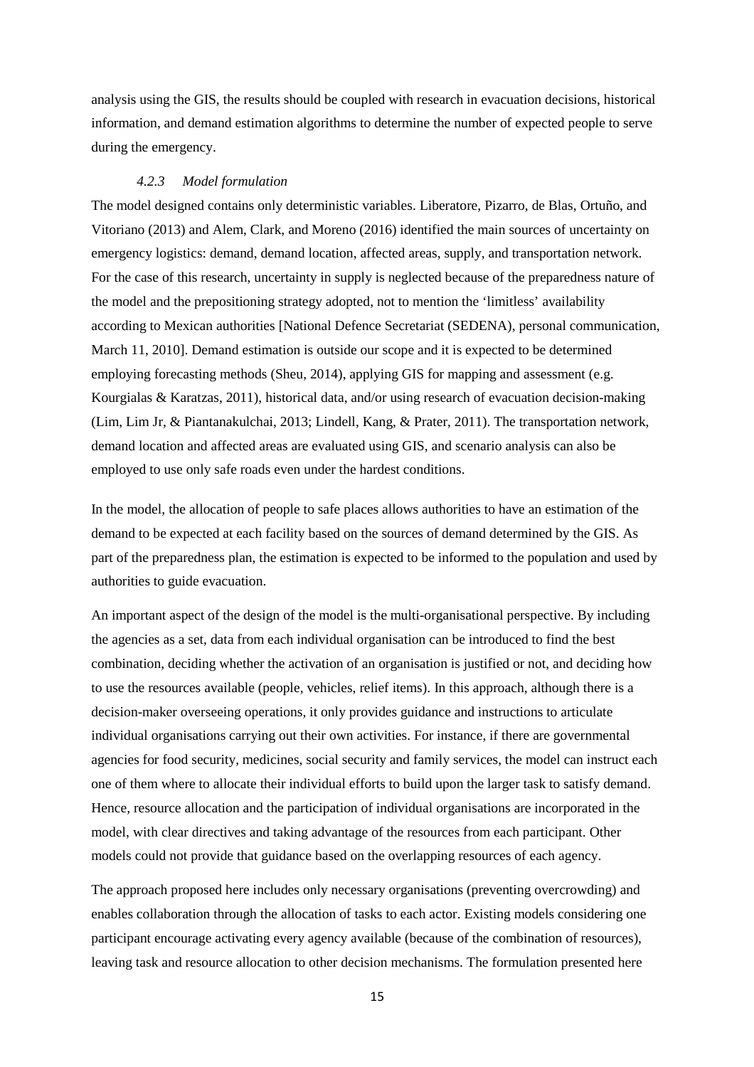analysis using the GIS, the results should be coupled with research in evacuation decisions, historical information, and demand estimation algorithms to determine the number of expected people to serve during the emergency.

#### *4.2.3 Model formulation*

The model designed contains only deterministic variables. Liberatore, Pizarro, de Blas, Ortuño, and Vitoriano (2013) and Alem, Clark, and Moreno (2016) identified the main sources of uncertainty on emergency logistics: demand, demand location, affected areas, supply, and transportation network. For the case of this research, uncertainty in supply is neglected because of the preparedness nature of the model and the prepositioning strategy adopted, not to mention the 'limitless' availability according to Mexican authorities [National Defence Secretariat (SEDENA), personal communication, March 11, 2010]. Demand estimation is outside our scope and it is expected to be determined employing forecasting methods (Sheu, 2014), applying GIS for mapping and assessment (e.g. Kourgialas & Karatzas, 2011), historical data, and/or using research of evacuation decision-making (Lim, Lim Jr, & Piantanakulchai, 2013; Lindell, Kang, & Prater, 2011). The transportation network, demand location and affected areas are evaluated using GIS, and scenario analysis can also be employed to use only safe roads even under the hardest conditions.

In the model, the allocation of people to safe places allows authorities to have an estimation of the demand to be expected at each facility based on the sources of demand determined by the GIS. As part of the preparedness plan, the estimation is expected to be informed to the population and used by authorities to guide evacuation.

An important aspect of the design of the model is the multi-organisational perspective. By including the agencies as a set, data from each individual organisation can be introduced to find the best combination, deciding whether the activation of an organisation is justified or not, and deciding how to use the resources available (people, vehicles, relief items). In this approach, although there is a decision-maker overseeing operations, it only provides guidance and instructions to articulate individual organisations carrying out their own activities. For instance, if there are governmental agencies for food security, medicines, social security and family services, the model can instruct each one of them where to allocate their individual efforts to build upon the larger task to satisfy demand. Hence, resource allocation and the participation of individual organisations are incorporated in the model, with clear directives and taking advantage of the resources from each participant. Other models could not provide that guidance based on the overlapping resources of each agency.

The approach proposed here includes only necessary organisations (preventing overcrowding) and enables collaboration through the allocation of tasks to each actor. Existing models considering one participant encourage activating every agency available (because of the combination of resources), leaving task and resource allocation to other decision mechanisms. The formulation presented here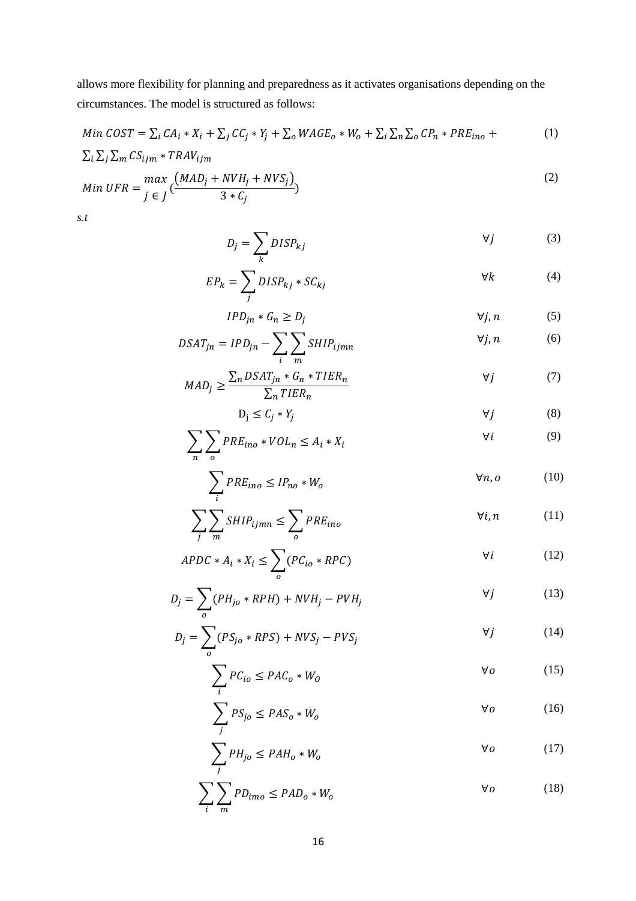allows more flexibility for planning and preparedness as it activates organisations depending on the circumstances. The model is structured as follows:

$$Min\ COST = \sum_i CA_i * X_i + \sum_j CC_j * Y_j + \sum_o WAGE_o * W_o + \sum_i \sum_n \sum_o CP_n * PRE_{ino} + \sum_i \sum_j \sum_m CS_{ijm} * TRAV_{ijm} \quad (1)$$

$$Min\ UFR = \max_{j \in J} \left( \frac{(MAD_j + NVH_j + NVS_j)}{3 * C_j} \right) \quad (2)$$

*s.t*

$$D_j = \sum_k DISP_{kj} \qquad \forall j \quad (3)$$

$$EP_k = \sum_j DISP_{kj} * SC_{kj} \qquad \forall k \quad (4)$$

$$IPD_{jn} * G_n \geq D_j \qquad \forall j, n \quad (5)$$

$$DSAT_{jn} = IPD_{jn} - \sum_i \sum_m SHIP_{ijmn} \qquad \forall j, n \quad (6)$$

$$MAD_j \geq \frac{\sum_n DSAT_{jn} * G_n * TIER_n}{\sum_n TIER_n} \qquad \forall j \quad (7)$$

$$D_j \leq C_j * Y_j \qquad \forall j \quad (8)$$

$$\sum_n \sum_o PRE_{ino} * VOL_n \leq A_i * X_i \qquad \forall i \quad (9)$$

$$\sum_i PRE_{ino} \leq IP_{no} * W_o \qquad \forall n, o \quad (10)$$

$$\sum_j \sum_m SHIP_{ijmn} \leq \sum_o PRE_{ino} \qquad \forall i, n \quad (11)$$

$$APDC * A_i * X_i \leq \sum_o (PC_{io} * RPC) \qquad \forall i \quad (12)$$

$$D_j = \sum_o (PH_{jo} * RPH) + NVH_j - PVH_j \qquad \forall j \quad (13)$$

$$D_j = \sum_o (PS_{jo} * RPS) + NVS_j - PVS_j \qquad \forall j \quad (14)$$

$$\sum_i PC_{io} \leq PAC_o * W_O \qquad \forall o \quad (15)$$

$$\sum_j PS_{jo} \leq PAS_o * W_o \qquad \forall o \quad (16)$$

$$\sum_j PH_{jo} \leq PAH_o * W_o \qquad \forall o \quad (17)$$

$$\sum_i \sum_m PD_{imo} \leq PAD_o * W_o \qquad \forall o \quad (18)$$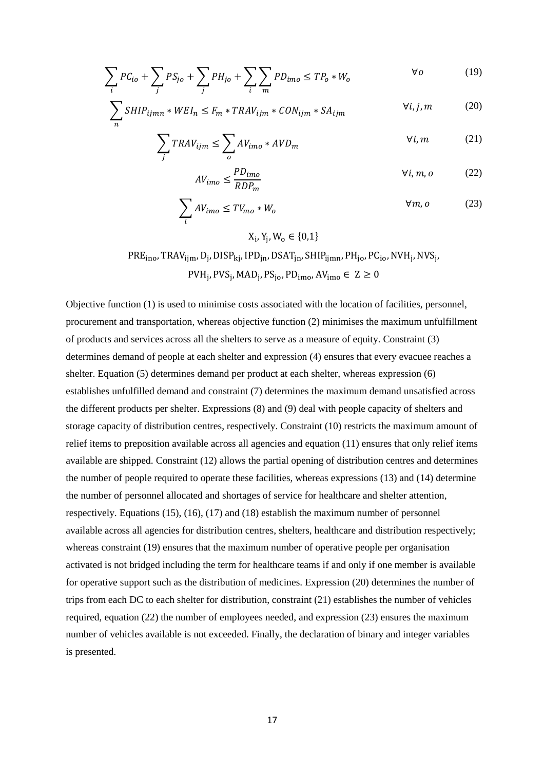$$\sum_{i} PC_{io} + \sum_{j} PS_{jo} + \sum_{j} PH_{jo} + \sum_{i}\sum_{m} PD_{imo} \leq TP_o * W_o \qquad \forall o \qquad (19)$$

$$\sum_{n} SHIP_{ijmn} * WEI_n \leq F_m * TRAV_{ijm} * CON_{ijm} * SA_{ijm} \qquad \forall i, j, m \qquad (20)$$

$$\sum_{j} TRAV_{ijm} \leq \sum_{o} AV_{imo} * AVD_m \qquad \forall i, m \qquad (21)$$

$$AV_{imo} \leq \frac{PD_{imo}}{RDP_m} \qquad \forall i, m, o \qquad (22)$$

$$\sum_{i} AV_{imo} \leq TV_{mo} * W_o \qquad \forall m, o \qquad (23)$$

$$X_i, Y_j, W_o \in \{0,1\}$$

$$PRE_{ino}, TRAV_{ijm}, D_j, DISP_{kj}, IPD_{jn}, DSAT_{jn}, SHIP_{ijmn}, PH_{jo}, PC_{io}, NVH_j, NVS_j,$$
$$PVH_j, PVS_j, MAD_j, PS_{jo}, PD_{imo}, AV_{imo} \in Z \geq 0$$

Objective function (1) is used to minimise costs associated with the location of facilities, personnel, procurement and transportation, whereas objective function (2) minimises the maximum unfulfillment of products and services across all the shelters to serve as a measure of equity. Constraint (3) determines demand of people at each shelter and expression (4) ensures that every evacuee reaches a shelter. Equation (5) determines demand per product at each shelter, whereas expression (6) establishes unfulfilled demand and constraint (7) determines the maximum demand unsatisfied across the different products per shelter. Expressions (8) and (9) deal with people capacity of shelters and storage capacity of distribution centres, respectively. Constraint (10) restricts the maximum amount of relief items to preposition available across all agencies and equation (11) ensures that only relief items available are shipped. Constraint (12) allows the partial opening of distribution centres and determines the number of people required to operate these facilities, whereas expressions (13) and (14) determine the number of personnel allocated and shortages of service for healthcare and shelter attention, respectively. Equations (15), (16), (17) and (18) establish the maximum number of personnel available across all agencies for distribution centres, shelters, healthcare and distribution respectively; whereas constraint (19) ensures that the maximum number of operative people per organisation activated is not bridged including the term for healthcare teams if and only if one member is available for operative support such as the distribution of medicines. Expression (20) determines the number of trips from each DC to each shelter for distribution, constraint (21) establishes the number of vehicles required, equation (22) the number of employees needed, and expression (23) ensures the maximum number of vehicles available is not exceeded. Finally, the declaration of binary and integer variables is presented.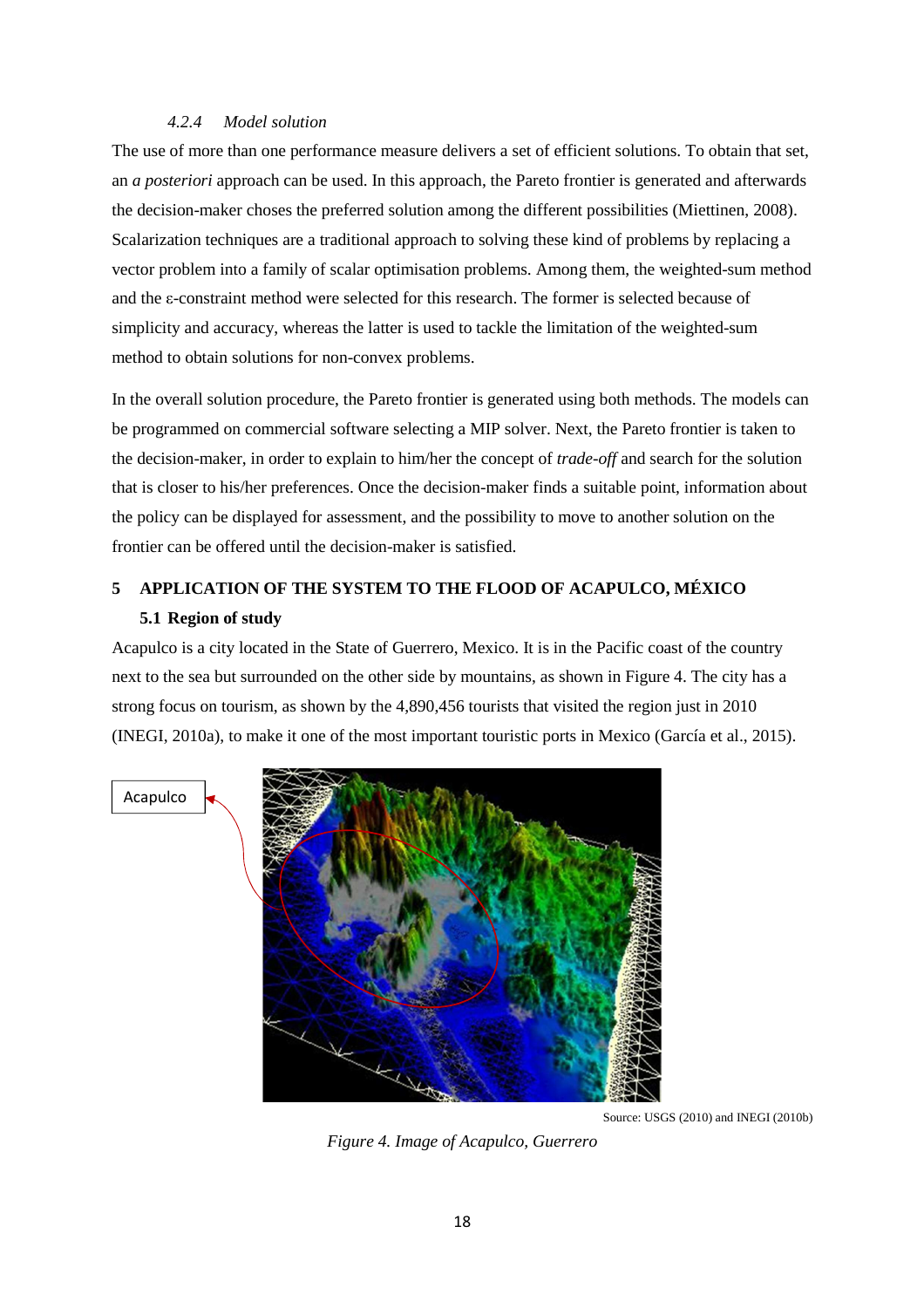#### 4.2.4 Model solution

The use of more than one performance measure delivers a set of efficient solutions. To obtain that set, an *a posteriori* approach can be used. In this approach, the Pareto frontier is generated and afterwards the decision-maker choses the preferred solution among the different possibilities (Miettinen, 2008). Scalarization techniques are a traditional approach to solving these kind of problems by replacing a vector problem into a family of scalar optimisation problems. Among them, the weighted-sum method and the ε-constraint method were selected for this research. The former is selected because of simplicity and accuracy, whereas the latter is used to tackle the limitation of the weighted-sum method to obtain solutions for non-convex problems.

In the overall solution procedure, the Pareto frontier is generated using both methods. The models can be programmed on commercial software selecting a MIP solver. Next, the Pareto frontier is taken to the decision-maker, in order to explain to him/her the concept of *trade-off* and search for the solution that is closer to his/her preferences. Once the decision-maker finds a suitable point, information about the policy can be displayed for assessment, and the possibility to move to another solution on the frontier can be offered until the decision-maker is satisfied.

# 5 APPLICATION OF THE SYSTEM TO THE FLOOD OF ACAPULCO, MÉXICO

## 5.1 Region of study

Acapulco is a city located in the State of Guerrero, Mexico. It is in the Pacific coast of the country next to the sea but surrounded on the other side by mountains, as shown in Figure 4. The city has a strong focus on tourism, as shown by the 4,890,456 tourists that visited the region just in 2010 (INEGI, 2010a), to make it one of the most important touristic ports in Mexico (García et al., 2015).

Acapulco

Source: USGS (2010) and INEGI (2010b)

*Figure 4. Image of Acapulco, Guerrero*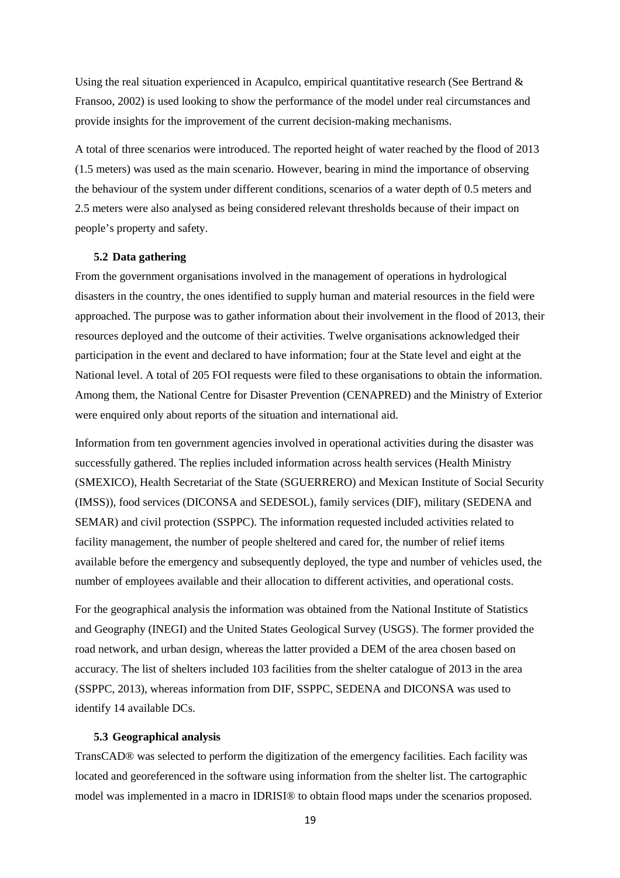Using the real situation experienced in Acapulco, empirical quantitative research (See Bertrand & Fransoo, 2002) is used looking to show the performance of the model under real circumstances and provide insights for the improvement of the current decision-making mechanisms.

A total of three scenarios were introduced. The reported height of water reached by the flood of 2013 (1.5 meters) was used as the main scenario. However, bearing in mind the importance of observing the behaviour of the system under different conditions, scenarios of a water depth of 0.5 meters and 2.5 meters were also analysed as being considered relevant thresholds because of their impact on people's property and safety.

### 5.2 Data gathering

From the government organisations involved in the management of operations in hydrological disasters in the country, the ones identified to supply human and material resources in the field were approached. The purpose was to gather information about their involvement in the flood of 2013, their resources deployed and the outcome of their activities. Twelve organisations acknowledged their participation in the event and declared to have information; four at the State level and eight at the National level. A total of 205 FOI requests were filed to these organisations to obtain the information. Among them, the National Centre for Disaster Prevention (CENAPRED) and the Ministry of Exterior were enquired only about reports of the situation and international aid.

Information from ten government agencies involved in operational activities during the disaster was successfully gathered. The replies included information across health services (Health Ministry (SMEXICO), Health Secretariat of the State (SGUERRERO) and Mexican Institute of Social Security (IMSS)), food services (DICONSA and SEDESOL), family services (DIF), military (SEDENA and SEMAR) and civil protection (SSPPC). The information requested included activities related to facility management, the number of people sheltered and cared for, the number of relief items available before the emergency and subsequently deployed, the type and number of vehicles used, the number of employees available and their allocation to different activities, and operational costs.

For the geographical analysis the information was obtained from the National Institute of Statistics and Geography (INEGI) and the United States Geological Survey (USGS). The former provided the road network, and urban design, whereas the latter provided a DEM of the area chosen based on accuracy. The list of shelters included 103 facilities from the shelter catalogue of 2013 in the area (SSPPC, 2013), whereas information from DIF, SSPPC, SEDENA and DICONSA was used to identify 14 available DCs.

### 5.3 Geographical analysis

TransCAD® was selected to perform the digitization of the emergency facilities. Each facility was located and georeferenced in the software using information from the shelter list. The cartographic model was implemented in a macro in IDRISI® to obtain flood maps under the scenarios proposed.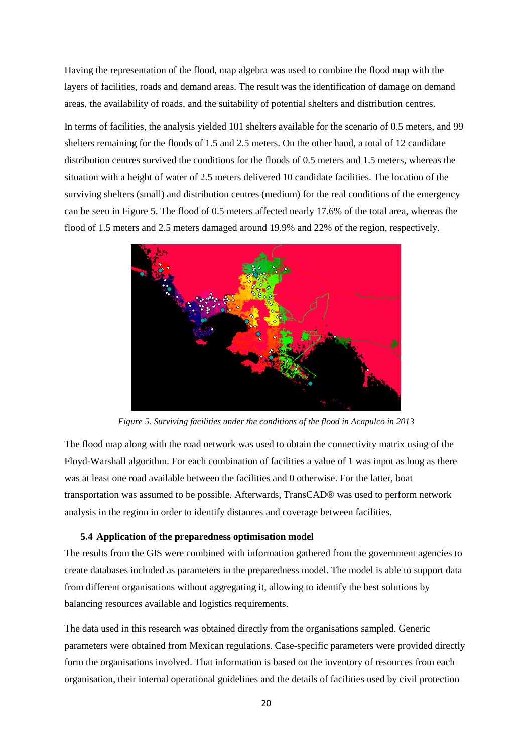Having the representation of the flood, map algebra was used to combine the flood map with the layers of facilities, roads and demand areas. The result was the identification of damage on demand areas, the availability of roads, and the suitability of potential shelters and distribution centres.

In terms of facilities, the analysis yielded 101 shelters available for the scenario of 0.5 meters, and 99 shelters remaining for the floods of 1.5 and 2.5 meters. On the other hand, a total of 12 candidate distribution centres survived the conditions for the floods of 0.5 meters and 1.5 meters, whereas the situation with a height of water of 2.5 meters delivered 10 candidate facilities. The location of the surviving shelters (small) and distribution centres (medium) for the real conditions of the emergency can be seen in Figure 5. The flood of 0.5 meters affected nearly 17.6% of the total area, whereas the flood of 1.5 meters and 2.5 meters damaged around 19.9% and 22% of the region, respectively.

*Figure 5. Surviving facilities under the conditions of the flood in Acapulco in 2013*

The flood map along with the road network was used to obtain the connectivity matrix using of the Floyd-Warshall algorithm. For each combination of facilities a value of 1 was input as long as there was at least one road available between the facilities and 0 otherwise. For the latter, boat transportation was assumed to be possible. Afterwards, TransCAD® was used to perform network analysis in the region in order to identify distances and coverage between facilities.

### 5.4 Application of the preparedness optimisation model

The results from the GIS were combined with information gathered from the government agencies to create databases included as parameters in the preparedness model. The model is able to support data from different organisations without aggregating it, allowing to identify the best solutions by balancing resources available and logistics requirements.

The data used in this research was obtained directly from the organisations sampled. Generic parameters were obtained from Mexican regulations. Case-specific parameters were provided directly form the organisations involved. That information is based on the inventory of resources from each organisation, their internal operational guidelines and the details of facilities used by civil protection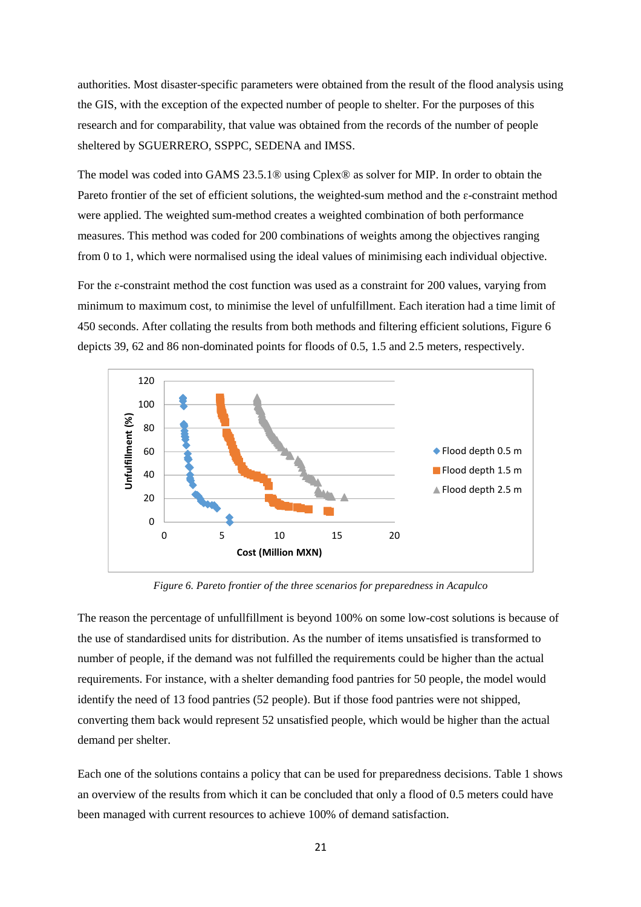authorities. Most disaster-specific parameters were obtained from the result of the flood analysis using the GIS, with the exception of the expected number of people to shelter. For the purposes of this research and for comparability, that value was obtained from the records of the number of people sheltered by SGUERRERO, SSPPC, SEDENA and IMSS.

The model was coded into GAMS 23.5.1® using Cplex® as solver for MIP. In order to obtain the Pareto frontier of the set of efficient solutions, the weighted-sum method and the ε-constraint method were applied. The weighted sum-method creates a weighted combination of both performance measures. This method was coded for 200 combinations of weights among the objectives ranging from 0 to 1, which were normalised using the ideal values of minimising each individual objective.

For the ε-constraint method the cost function was used as a constraint for 200 values, varying from minimum to maximum cost, to minimise the level of unfulfillment. Each iteration had a time limit of 450 seconds. After collating the results from both methods and filtering efficient solutions, Figure 6 depicts 39, 62 and 86 non-dominated points for floods of 0.5, 1.5 and 2.5 meters, respectively.

*Figure 6. Pareto frontier of the three scenarios for preparedness in Acapulco*

The reason the percentage of unfullfillment is beyond 100% on some low-cost solutions is because of the use of standardised units for distribution. As the number of items unsatisfied is transformed to number of people, if the demand was not fulfilled the requirements could be higher than the actual requirements. For instance, with a shelter demanding food pantries for 50 people, the model would identify the need of 13 food pantries (52 people). But if those food pantries were not shipped, converting them back would represent 52 unsatisfied people, which would be higher than the actual demand per shelter.

Each one of the solutions contains a policy that can be used for preparedness decisions. Table 1 shows an overview of the results from which it can be concluded that only a flood of 0.5 meters could have been managed with current resources to achieve 100% of demand satisfaction.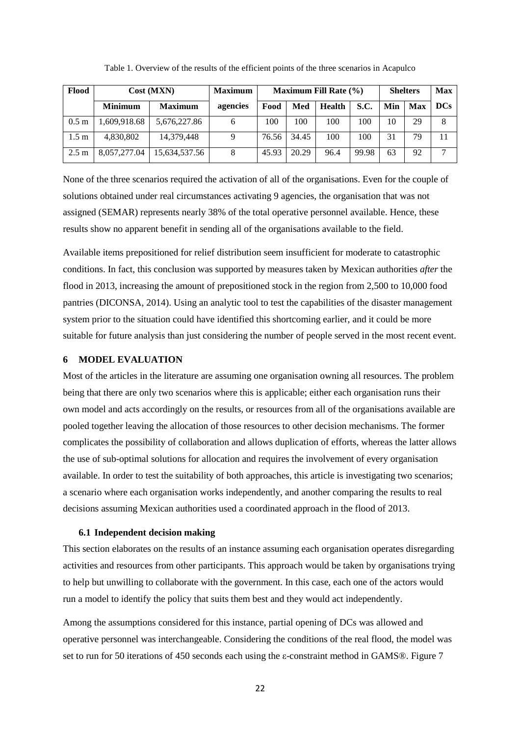Table 1. Overview of the results of the efficient points of the three scenarios in Acapulco

| Flood | Cost (MXN) | | Maximum | Maximum Fill Rate (%) | | | | Shelters | | Max |
|---|---|---|---|---|---|---|---|---|---|---|
| | Minimum | Maximum | agencies | Food | Med | Health | S.C. | Min | Max | DCs |
| 0.5 m | 1,609,918.68 | 5,676,227.86 | 6 | 100 | 100 | 100 | 100 | 10 | 29 | 8 |
| 1.5 m | 4,830,802 | 14,379,448 | 9 | 76.56 | 34.45 | 100 | 100 | 31 | 79 | 11 |
| 2.5 m | 8,057,277.04 | 15,634,537.56 | 8 | 45.93 | 20.29 | 96.4 | 99.98 | 63 | 92 | 7 |

None of the three scenarios required the activation of all of the organisations. Even for the couple of solutions obtained under real circumstances activating 9 agencies, the organisation that was not assigned (SEMAR) represents nearly 38% of the total operative personnel available. Hence, these results show no apparent benefit in sending all of the organisations available to the field.

Available items prepositioned for relief distribution seem insufficient for moderate to catastrophic conditions. In fact, this conclusion was supported by measures taken by Mexican authorities *after* the flood in 2013, increasing the amount of prepositioned stock in the region from 2,500 to 10,000 food pantries (DICONSA, 2014). Using an analytic tool to test the capabilities of the disaster management system prior to the situation could have identified this shortcoming earlier, and it could be more suitable for future analysis than just considering the number of people served in the most recent event.

## 6 MODEL EVALUATION

Most of the articles in the literature are assuming one organisation owning all resources. The problem being that there are only two scenarios where this is applicable; either each organisation runs their own model and acts accordingly on the results, or resources from all of the organisations available are pooled together leaving the allocation of those resources to other decision mechanisms. The former complicates the possibility of collaboration and allows duplication of efforts, whereas the latter allows the use of sub-optimal solutions for allocation and requires the involvement of every organisation available. In order to test the suitability of both approaches, this article is investigating two scenarios; a scenario where each organisation works independently, and another comparing the results to real decisions assuming Mexican authorities used a coordinated approach in the flood of 2013.

### 6.1 Independent decision making

This section elaborates on the results of an instance assuming each organisation operates disregarding activities and resources from other participants. This approach would be taken by organisations trying to help but unwilling to collaborate with the government. In this case, each one of the actors would run a model to identify the policy that suits them best and they would act independently.

Among the assumptions considered for this instance, partial opening of DCs was allowed and operative personnel was interchangeable. Considering the conditions of the real flood, the model was set to run for 50 iterations of 450 seconds each using the ε-constraint method in GAMS®. Figure 7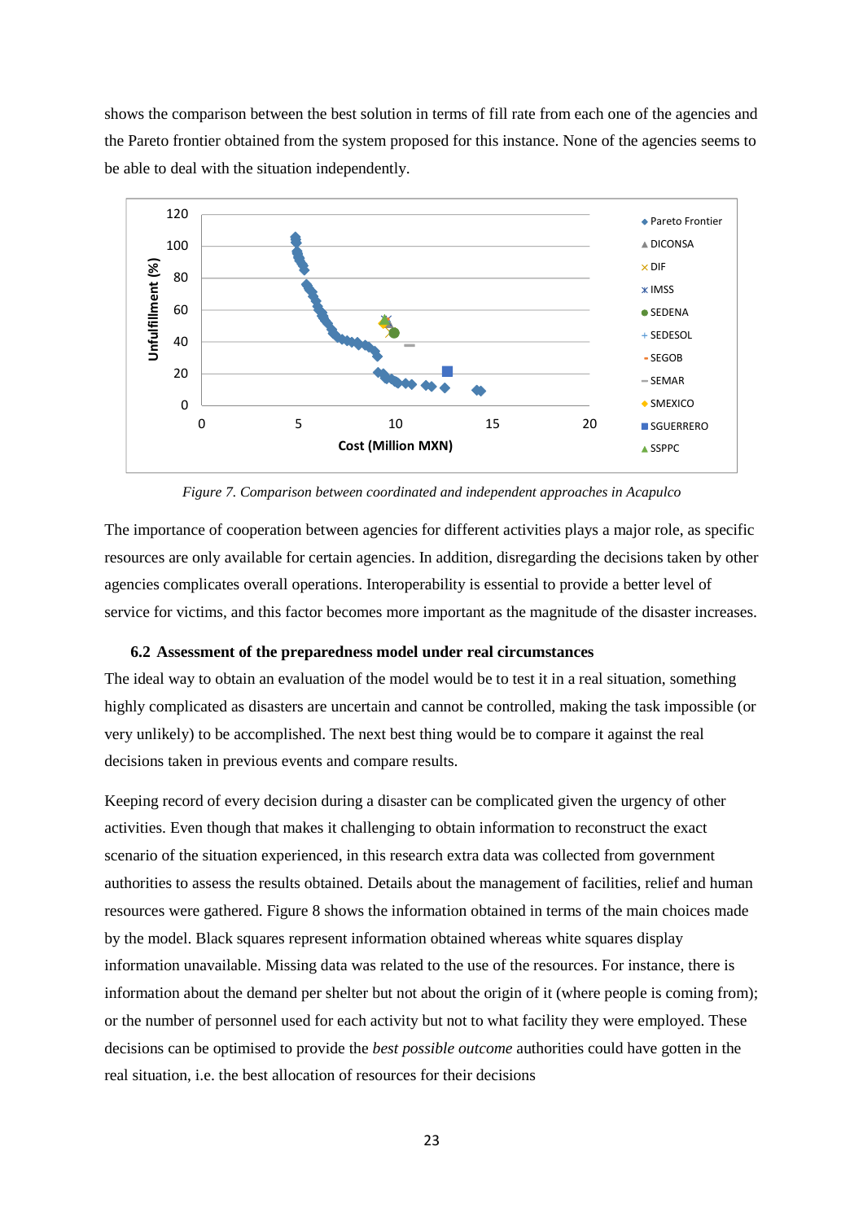shows the comparison between the best solution in terms of fill rate from each one of the agencies and the Pareto frontier obtained from the system proposed for this instance. None of the agencies seems to be able to deal with the situation independently.

*Figure 7. Comparison between coordinated and independent approaches in Acapulco*

The importance of cooperation between agencies for different activities plays a major role, as specific resources are only available for certain agencies. In addition, disregarding the decisions taken by other agencies complicates overall operations. Interoperability is essential to provide a better level of service for victims, and this factor becomes more important as the magnitude of the disaster increases.

### 6.2 Assessment of the preparedness model under real circumstances

The ideal way to obtain an evaluation of the model would be to test it in a real situation, something highly complicated as disasters are uncertain and cannot be controlled, making the task impossible (or very unlikely) to be accomplished. The next best thing would be to compare it against the real decisions taken in previous events and compare results.

Keeping record of every decision during a disaster can be complicated given the urgency of other activities. Even though that makes it challenging to obtain information to reconstruct the exact scenario of the situation experienced, in this research extra data was collected from government authorities to assess the results obtained. Details about the management of facilities, relief and human resources were gathered. Figure 8 shows the information obtained in terms of the main choices made by the model. Black squares represent information obtained whereas white squares display information unavailable. Missing data was related to the use of the resources. For instance, there is information about the demand per shelter but not about the origin of it (where people is coming from); or the number of personnel used for each activity but not to what facility they were employed. These decisions can be optimised to provide the *best possible outcome* authorities could have gotten in the real situation, i.e. the best allocation of resources for their decisions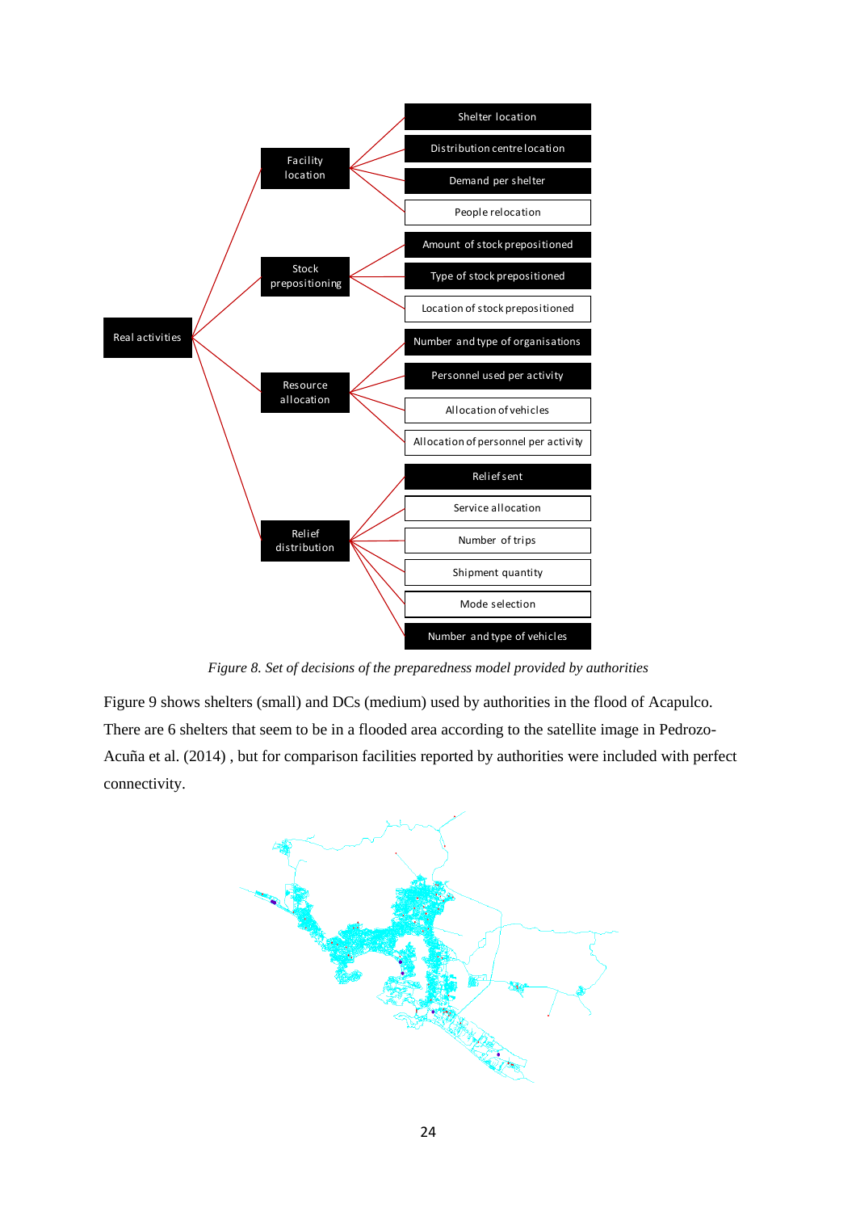Figure 8. Set of decisions of the preparedness model provided by authorities

Figure 9 shows shelters (small) and DCs (medium) used by authorities in the flood of Acapulco. There are 6 shelters that seem to be in a flooded area according to the satellite image in Pedrozo-Acuña et al. (2014) , but for comparison facilities reported by authorities were included with perfect connectivity.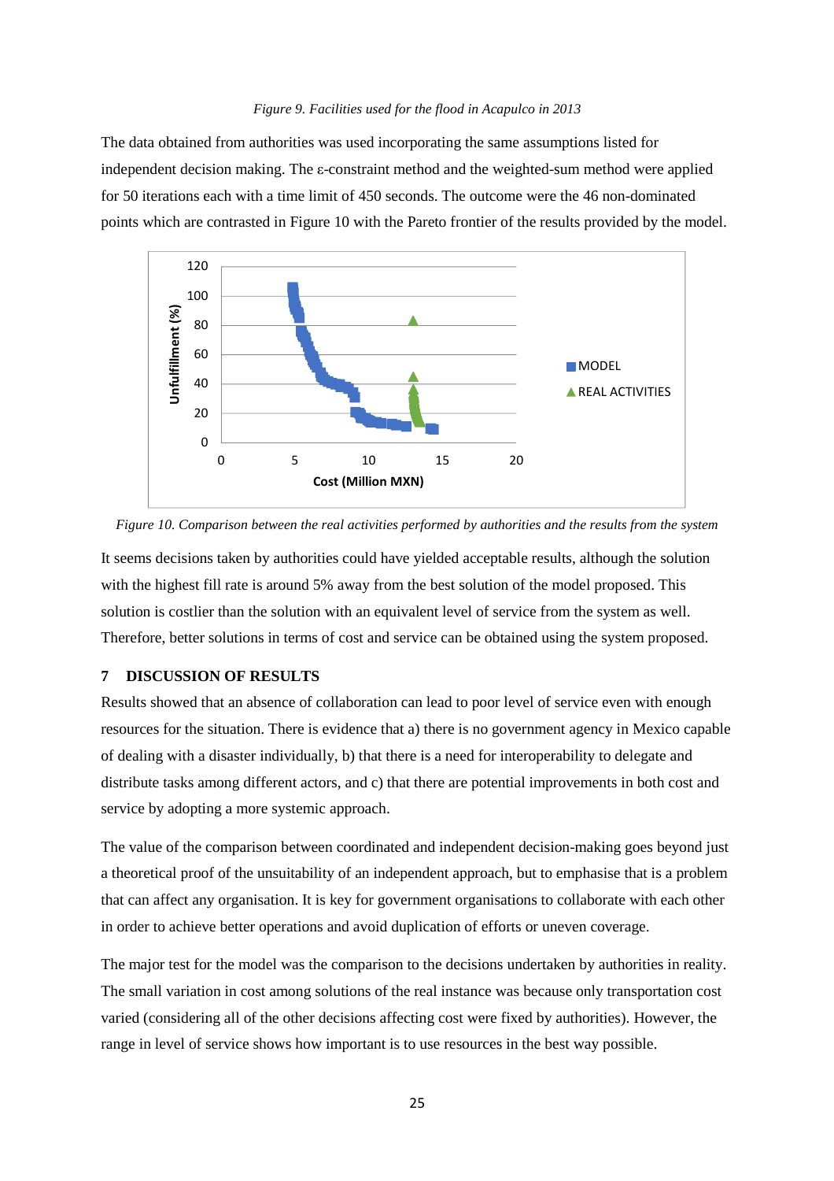*Figure 9. Facilities used for the flood in Acapulco in 2013*

The data obtained from authorities was used incorporating the same assumptions listed for independent decision making. The ε-constraint method and the weighted-sum method were applied for 50 iterations each with a time limit of 450 seconds. The outcome were the 46 non-dominated points which are contrasted in Figure 10 with the Pareto frontier of the results provided by the model.

*Figure 10. Comparison between the real activities performed by authorities and the results from the system*

It seems decisions taken by authorities could have yielded acceptable results, although the solution with the highest fill rate is around 5% away from the best solution of the model proposed. This solution is costlier than the solution with an equivalent level of service from the system as well. Therefore, better solutions in terms of cost and service can be obtained using the system proposed.

## 7 DISCUSSION OF RESULTS

Results showed that an absence of collaboration can lead to poor level of service even with enough resources for the situation. There is evidence that a) there is no government agency in Mexico capable of dealing with a disaster individually, b) that there is a need for interoperability to delegate and distribute tasks among different actors, and c) that there are potential improvements in both cost and service by adopting a more systemic approach.

The value of the comparison between coordinated and independent decision-making goes beyond just a theoretical proof of the unsuitability of an independent approach, but to emphasise that is a problem that can affect any organisation. It is key for government organisations to collaborate with each other in order to achieve better operations and avoid duplication of efforts or uneven coverage.

The major test for the model was the comparison to the decisions undertaken by authorities in reality. The small variation in cost among solutions of the real instance was because only transportation cost varied (considering all of the other decisions affecting cost were fixed by authorities). However, the range in level of service shows how important is to use resources in the best way possible.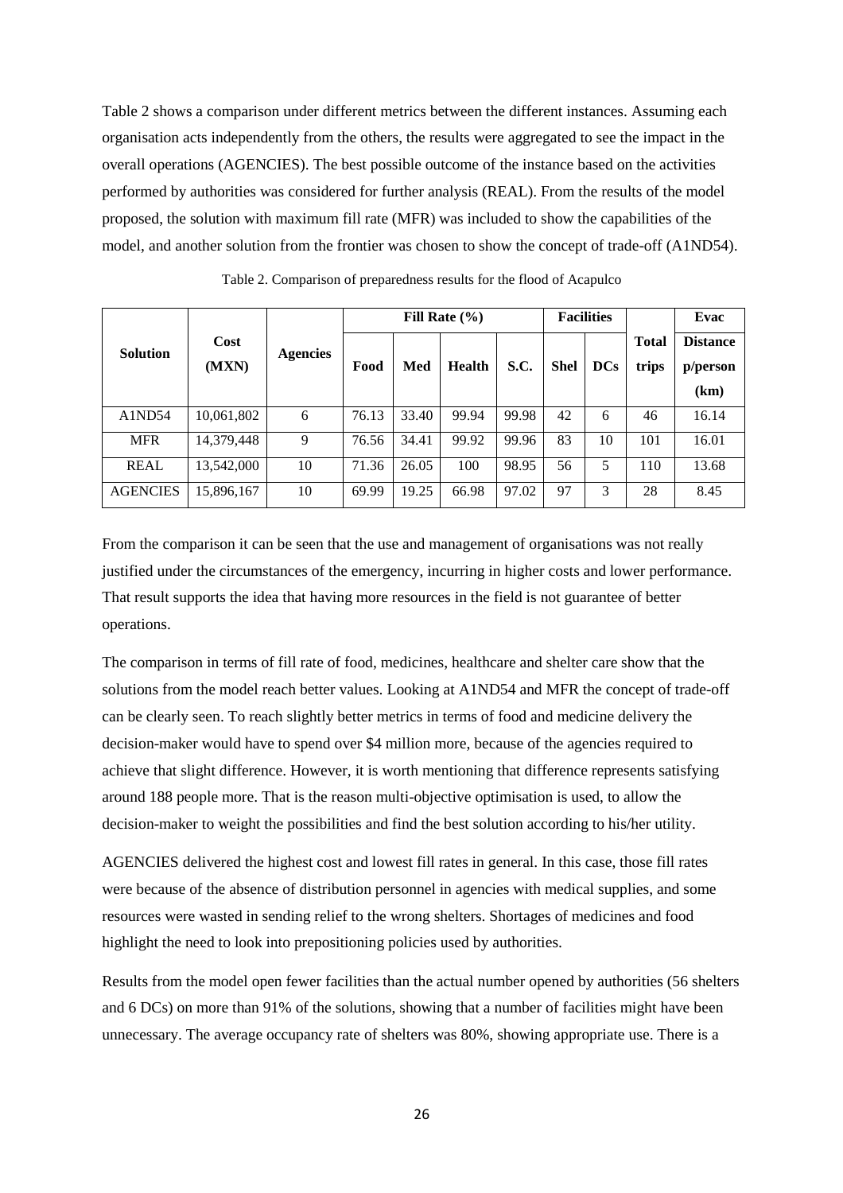Table 2 shows a comparison under different metrics between the different instances. Assuming each organisation acts independently from the others, the results were aggregated to see the impact in the overall operations (AGENCIES). The best possible outcome of the instance based on the activities performed by authorities was considered for further analysis (REAL). From the results of the model proposed, the solution with maximum fill rate (MFR) was included to show the capabilities of the model, and another solution from the frontier was chosen to show the concept of trade-off (A1ND54).

Table 2. Comparison of preparedness results for the flood of Acapulco

| Solution | Cost (MXN) | Agencies | Fill Rate (%) | | | | Facilities | | Total trips | Evac Distance p/person (km) |
|---|---|---|---|---|---|---|---|---|---|---|
| | | | Food | Med | Health | S.C. | Shel | DCs | | |
| A1ND54 | 10,061,802 | 6 | 76.13 | 33.40 | 99.94 | 99.98 | 42 | 6 | 46 | 16.14 |
| MFR | 14,379,448 | 9 | 76.56 | 34.41 | 99.92 | 99.96 | 83 | 10 | 101 | 16.01 |
| REAL | 13,542,000 | 10 | 71.36 | 26.05 | 100 | 98.95 | 56 | 5 | 110 | 13.68 |
| AGENCIES | 15,896,167 | 10 | 69.99 | 19.25 | 66.98 | 97.02 | 97 | 3 | 28 | 8.45 |

From the comparison it can be seen that the use and management of organisations was not really justified under the circumstances of the emergency, incurring in higher costs and lower performance. That result supports the idea that having more resources in the field is not guarantee of better operations.

The comparison in terms of fill rate of food, medicines, healthcare and shelter care show that the solutions from the model reach better values. Looking at A1ND54 and MFR the concept of trade-off can be clearly seen. To reach slightly better metrics in terms of food and medicine delivery the decision-maker would have to spend over $4 million more, because of the agencies required to achieve that slight difference. However, it is worth mentioning that difference represents satisfying around 188 people more. That is the reason multi-objective optimisation is used, to allow the decision-maker to weight the possibilities and find the best solution according to his/her utility.

AGENCIES delivered the highest cost and lowest fill rates in general. In this case, those fill rates were because of the absence of distribution personnel in agencies with medical supplies, and some resources were wasted in sending relief to the wrong shelters. Shortages of medicines and food highlight the need to look into prepositioning policies used by authorities.

Results from the model open fewer facilities than the actual number opened by authorities (56 shelters and 6 DCs) on more than 91% of the solutions, showing that a number of facilities might have been unnecessary. The average occupancy rate of shelters was 80%, showing appropriate use. There is a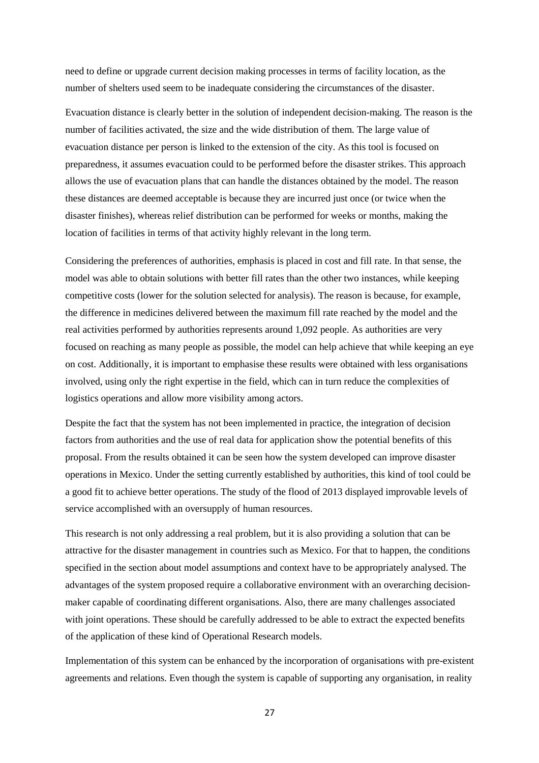need to define or upgrade current decision making processes in terms of facility location, as the number of shelters used seem to be inadequate considering the circumstances of the disaster.

Evacuation distance is clearly better in the solution of independent decision-making. The reason is the number of facilities activated, the size and the wide distribution of them. The large value of evacuation distance per person is linked to the extension of the city. As this tool is focused on preparedness, it assumes evacuation could to be performed before the disaster strikes. This approach allows the use of evacuation plans that can handle the distances obtained by the model. The reason these distances are deemed acceptable is because they are incurred just once (or twice when the disaster finishes), whereas relief distribution can be performed for weeks or months, making the location of facilities in terms of that activity highly relevant in the long term.

Considering the preferences of authorities, emphasis is placed in cost and fill rate. In that sense, the model was able to obtain solutions with better fill rates than the other two instances, while keeping competitive costs (lower for the solution selected for analysis). The reason is because, for example, the difference in medicines delivered between the maximum fill rate reached by the model and the real activities performed by authorities represents around 1,092 people. As authorities are very focused on reaching as many people as possible, the model can help achieve that while keeping an eye on cost. Additionally, it is important to emphasise these results were obtained with less organisations involved, using only the right expertise in the field, which can in turn reduce the complexities of logistics operations and allow more visibility among actors.

Despite the fact that the system has not been implemented in practice, the integration of decision factors from authorities and the use of real data for application show the potential benefits of this proposal. From the results obtained it can be seen how the system developed can improve disaster operations in Mexico. Under the setting currently established by authorities, this kind of tool could be a good fit to achieve better operations. The study of the flood of 2013 displayed improvable levels of service accomplished with an oversupply of human resources.

This research is not only addressing a real problem, but it is also providing a solution that can be attractive for the disaster management in countries such as Mexico. For that to happen, the conditions specified in the section about model assumptions and context have to be appropriately analysed. The advantages of the system proposed require a collaborative environment with an overarching decision-maker capable of coordinating different organisations. Also, there are many challenges associated with joint operations. These should be carefully addressed to be able to extract the expected benefits of the application of these kind of Operational Research models.

Implementation of this system can be enhanced by the incorporation of organisations with pre-existent agreements and relations. Even though the system is capable of supporting any organisation, in reality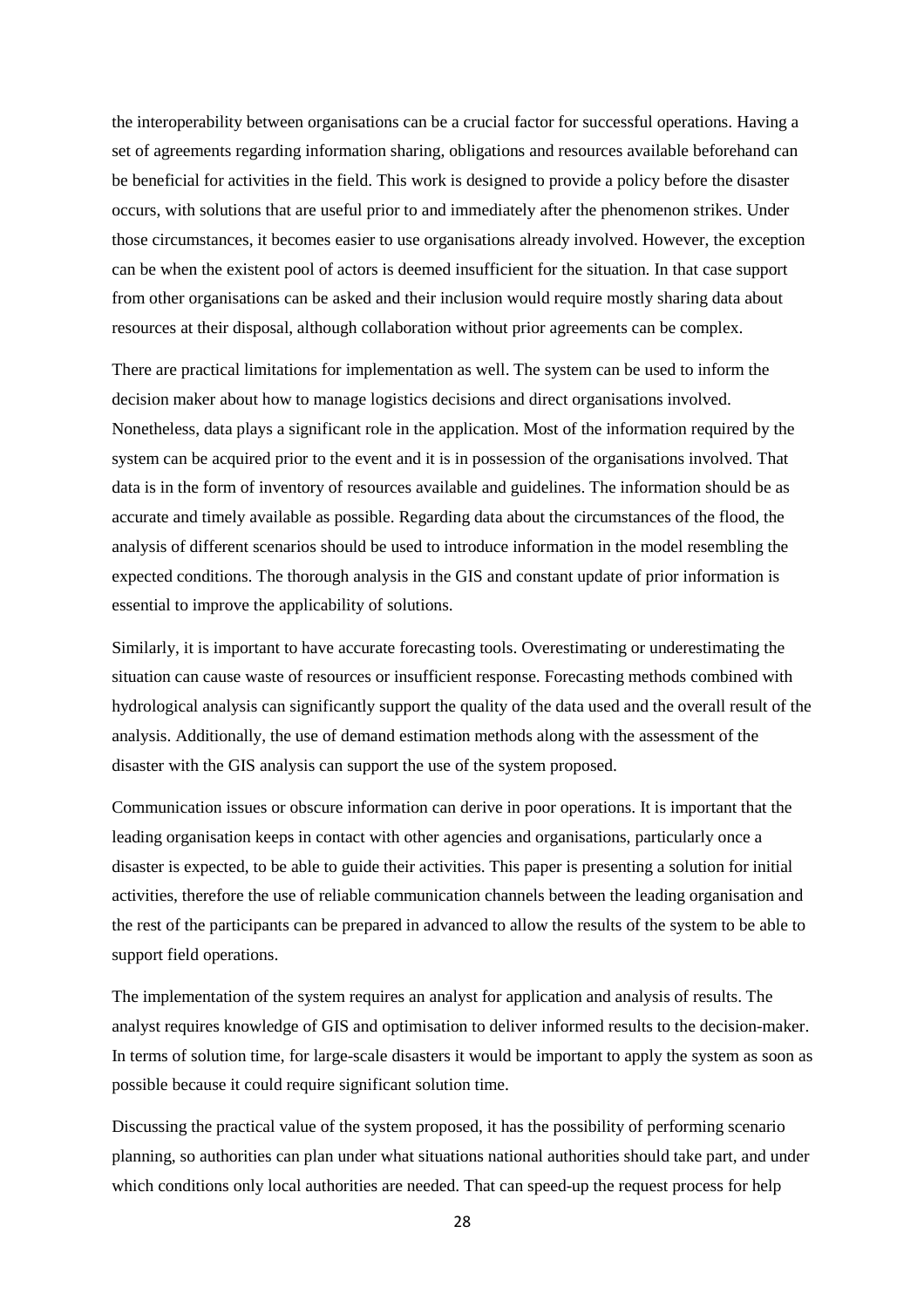the interoperability between organisations can be a crucial factor for successful operations. Having a set of agreements regarding information sharing, obligations and resources available beforehand can be beneficial for activities in the field. This work is designed to provide a policy before the disaster occurs, with solutions that are useful prior to and immediately after the phenomenon strikes. Under those circumstances, it becomes easier to use organisations already involved. However, the exception can be when the existent pool of actors is deemed insufficient for the situation. In that case support from other organisations can be asked and their inclusion would require mostly sharing data about resources at their disposal, although collaboration without prior agreements can be complex.

There are practical limitations for implementation as well. The system can be used to inform the decision maker about how to manage logistics decisions and direct organisations involved. Nonetheless, data plays a significant role in the application. Most of the information required by the system can be acquired prior to the event and it is in possession of the organisations involved. That data is in the form of inventory of resources available and guidelines. The information should be as accurate and timely available as possible. Regarding data about the circumstances of the flood, the analysis of different scenarios should be used to introduce information in the model resembling the expected conditions. The thorough analysis in the GIS and constant update of prior information is essential to improve the applicability of solutions.

Similarly, it is important to have accurate forecasting tools. Overestimating or underestimating the situation can cause waste of resources or insufficient response. Forecasting methods combined with hydrological analysis can significantly support the quality of the data used and the overall result of the analysis. Additionally, the use of demand estimation methods along with the assessment of the disaster with the GIS analysis can support the use of the system proposed.

Communication issues or obscure information can derive in poor operations. It is important that the leading organisation keeps in contact with other agencies and organisations, particularly once a disaster is expected, to be able to guide their activities. This paper is presenting a solution for initial activities, therefore the use of reliable communication channels between the leading organisation and the rest of the participants can be prepared in advanced to allow the results of the system to be able to support field operations.

The implementation of the system requires an analyst for application and analysis of results. The analyst requires knowledge of GIS and optimisation to deliver informed results to the decision-maker. In terms of solution time, for large-scale disasters it would be important to apply the system as soon as possible because it could require significant solution time.

Discussing the practical value of the system proposed, it has the possibility of performing scenario planning, so authorities can plan under what situations national authorities should take part, and under which conditions only local authorities are needed. That can speed-up the request process for help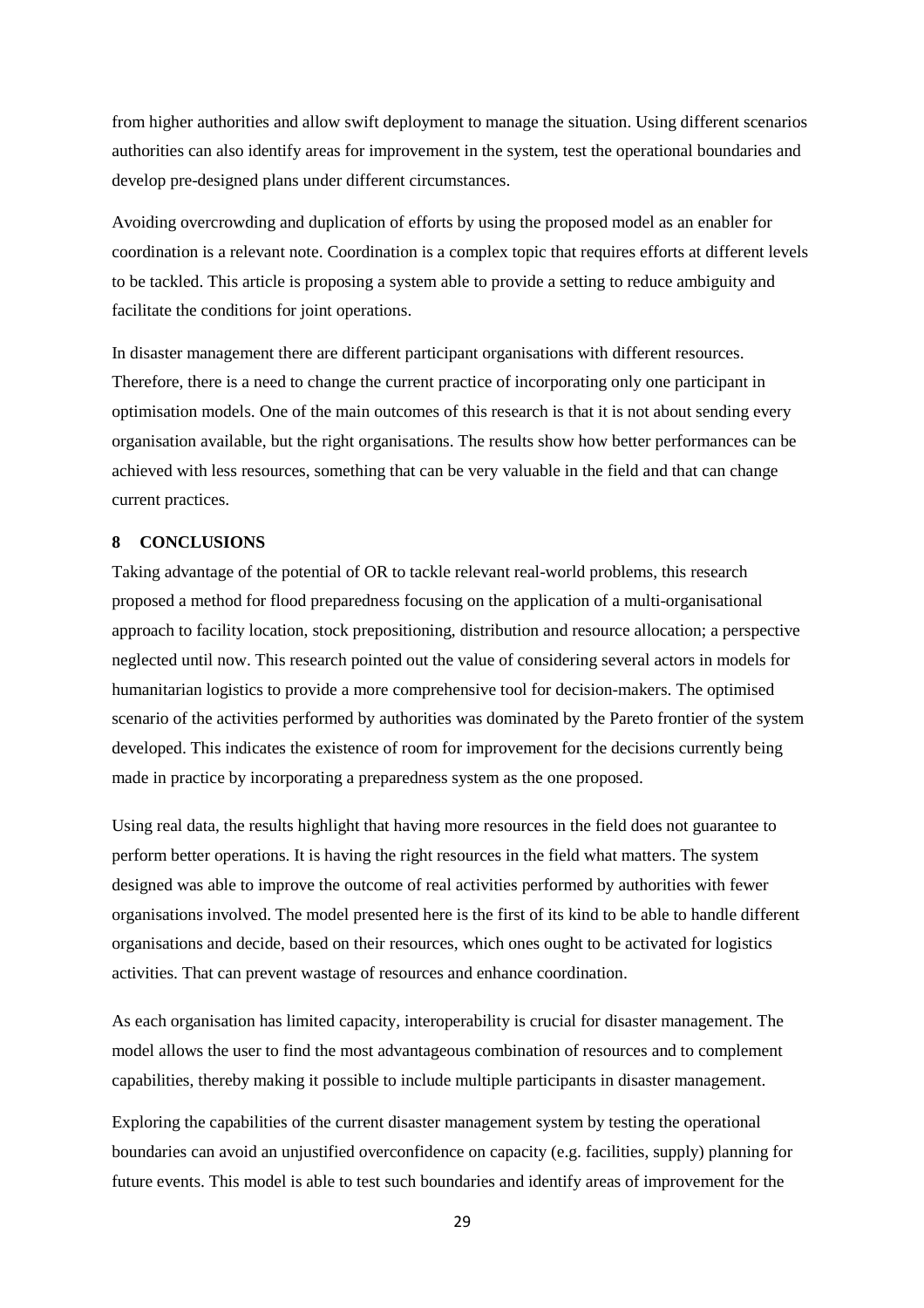from higher authorities and allow swift deployment to manage the situation. Using different scenarios authorities can also identify areas for improvement in the system, test the operational boundaries and develop pre-designed plans under different circumstances.

Avoiding overcrowding and duplication of efforts by using the proposed model as an enabler for coordination is a relevant note. Coordination is a complex topic that requires efforts at different levels to be tackled. This article is proposing a system able to provide a setting to reduce ambiguity and facilitate the conditions for joint operations.

In disaster management there are different participant organisations with different resources. Therefore, there is a need to change the current practice of incorporating only one participant in optimisation models. One of the main outcomes of this research is that it is not about sending every organisation available, but the right organisations. The results show how better performances can be achieved with less resources, something that can be very valuable in the field and that can change current practices.

## 8 CONCLUSIONS

Taking advantage of the potential of OR to tackle relevant real-world problems, this research proposed a method for flood preparedness focusing on the application of a multi-organisational approach to facility location, stock prepositioning, distribution and resource allocation; a perspective neglected until now. This research pointed out the value of considering several actors in models for humanitarian logistics to provide a more comprehensive tool for decision-makers. The optimised scenario of the activities performed by authorities was dominated by the Pareto frontier of the system developed. This indicates the existence of room for improvement for the decisions currently being made in practice by incorporating a preparedness system as the one proposed.

Using real data, the results highlight that having more resources in the field does not guarantee to perform better operations. It is having the right resources in the field what matters. The system designed was able to improve the outcome of real activities performed by authorities with fewer organisations involved. The model presented here is the first of its kind to be able to handle different organisations and decide, based on their resources, which ones ought to be activated for logistics activities. That can prevent wastage of resources and enhance coordination.

As each organisation has limited capacity, interoperability is crucial for disaster management. The model allows the user to find the most advantageous combination of resources and to complement capabilities, thereby making it possible to include multiple participants in disaster management.

Exploring the capabilities of the current disaster management system by testing the operational boundaries can avoid an unjustified overconfidence on capacity (e.g. facilities, supply) planning for future events. This model is able to test such boundaries and identify areas of improvement for the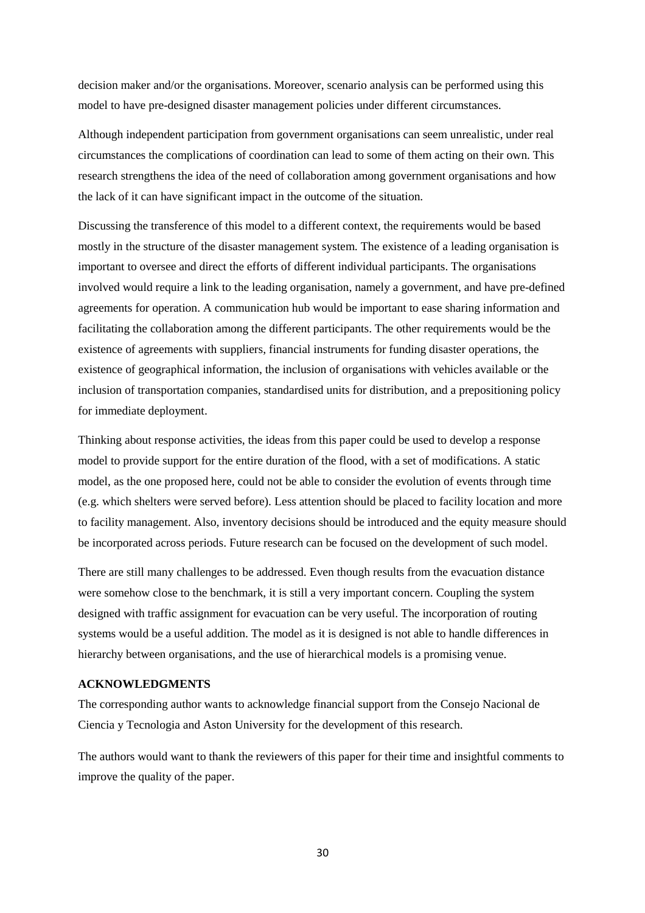decision maker and/or the organisations. Moreover, scenario analysis can be performed using this model to have pre-designed disaster management policies under different circumstances.

Although independent participation from government organisations can seem unrealistic, under real circumstances the complications of coordination can lead to some of them acting on their own. This research strengthens the idea of the need of collaboration among government organisations and how the lack of it can have significant impact in the outcome of the situation.

Discussing the transference of this model to a different context, the requirements would be based mostly in the structure of the disaster management system. The existence of a leading organisation is important to oversee and direct the efforts of different individual participants. The organisations involved would require a link to the leading organisation, namely a government, and have pre-defined agreements for operation. A communication hub would be important to ease sharing information and facilitating the collaboration among the different participants. The other requirements would be the existence of agreements with suppliers, financial instruments for funding disaster operations, the existence of geographical information, the inclusion of organisations with vehicles available or the inclusion of transportation companies, standardised units for distribution, and a prepositioning policy for immediate deployment.

Thinking about response activities, the ideas from this paper could be used to develop a response model to provide support for the entire duration of the flood, with a set of modifications. A static model, as the one proposed here, could not be able to consider the evolution of events through time (e.g. which shelters were served before). Less attention should be placed to facility location and more to facility management. Also, inventory decisions should be introduced and the equity measure should be incorporated across periods. Future research can be focused on the development of such model.

There are still many challenges to be addressed. Even though results from the evacuation distance were somehow close to the benchmark, it is still a very important concern. Coupling the system designed with traffic assignment for evacuation can be very useful. The incorporation of routing systems would be a useful addition. The model as it is designed is not able to handle differences in hierarchy between organisations, and the use of hierarchical models is a promising venue.

## ACKNOWLEDGMENTS

The corresponding author wants to acknowledge financial support from the Consejo Nacional de Ciencia y Tecnologia and Aston University for the development of this research.

The authors would want to thank the reviewers of this paper for their time and insightful comments to improve the quality of the paper.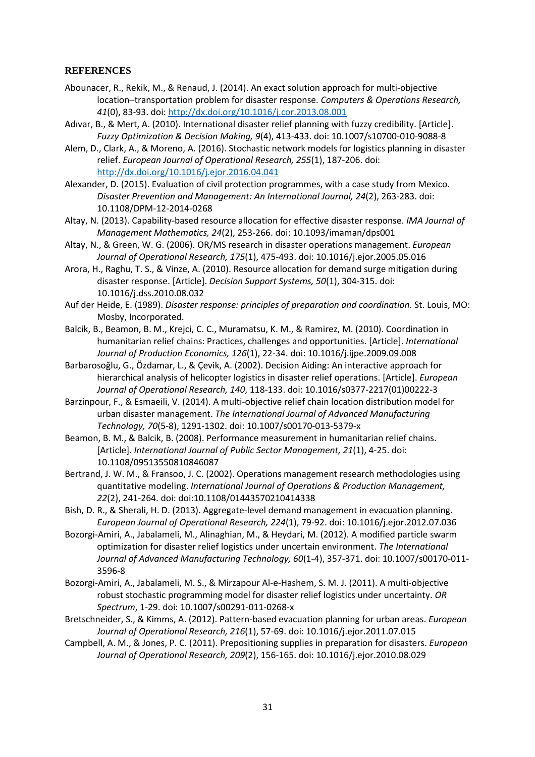**REFERENCES**

Abounacer, R., Rekik, M., & Renaud, J. (2014). An exact solution approach for multi-objective location–transportation problem for disaster response. *Computers & Operations Research, 41*(0), 83-93. doi: http://dx.doi.org/10.1016/j.cor.2013.08.001

Adıvar, B., & Mert, A. (2010). International disaster relief planning with fuzzy credibility. [Article]. *Fuzzy Optimization & Decision Making, 9*(4), 413-433. doi: 10.1007/s10700-010-9088-8

Alem, D., Clark, A., & Moreno, A. (2016). Stochastic network models for logistics planning in disaster relief. *European Journal of Operational Research, 255*(1), 187-206. doi: http://dx.doi.org/10.1016/j.ejor.2016.04.041

Alexander, D. (2015). Evaluation of civil protection programmes, with a case study from Mexico. *Disaster Prevention and Management: An International Journal, 24*(2), 263-283. doi: 10.1108/DPM-12-2014-0268

Altay, N. (2013). Capability-based resource allocation for effective disaster response. *IMA Journal of Management Mathematics, 24*(2), 253-266. doi: 10.1093/imaman/dps001

Altay, N., & Green, W. G. (2006). OR/MS research in disaster operations management. *European Journal of Operational Research, 175*(1), 475-493. doi: 10.1016/j.ejor.2005.05.016

Arora, H., Raghu, T. S., & Vinze, A. (2010). Resource allocation for demand surge mitigation during disaster response. [Article]. *Decision Support Systems, 50*(1), 304-315. doi: 10.1016/j.dss.2010.08.032

Auf der Heide, E. (1989). *Disaster response: principles of preparation and coordination*. St. Louis, MO: Mosby, Incorporated.

Balcik, B., Beamon, B. M., Krejci, C. C., Muramatsu, K. M., & Ramirez, M. (2010). Coordination in humanitarian relief chains: Practices, challenges and opportunities. [Article]. *International Journal of Production Economics, 126*(1), 22-34. doi: 10.1016/j.ijpe.2009.09.008

Barbarosoğlu, G., Özdamar, L., & Çevik, A. (2002). Decision Aiding: An interactive approach for hierarchical analysis of helicopter logistics in disaster relief operations. [Article]. *European Journal of Operational Research, 140*, 118-133. doi: 10.1016/s0377-2217(01)00222-3

Barzinpour, F., & Esmaeili, V. (2014). A multi-objective relief chain location distribution model for urban disaster management. *The International Journal of Advanced Manufacturing Technology, 70*(5-8), 1291-1302. doi: 10.1007/s00170-013-5379-x

Beamon, B. M., & Balcik, B. (2008). Performance measurement in humanitarian relief chains. [Article]. *International Journal of Public Sector Management, 21*(1), 4-25. doi: 10.1108/09513550810846087

Bertrand, J. W. M., & Fransoo, J. C. (2002). Operations management research methodologies using quantitative modeling. *International Journal of Operations & Production Management, 22*(2), 241-264. doi: doi:10.1108/01443570210414338

Bish, D. R., & Sherali, H. D. (2013). Aggregate-level demand management in evacuation planning. *European Journal of Operational Research, 224*(1), 79-92. doi: 10.1016/j.ejor.2012.07.036

Bozorgi-Amiri, A., Jabalameli, M., Alinaghian, M., & Heydari, M. (2012). A modified particle swarm optimization for disaster relief logistics under uncertain environment. *The International Journal of Advanced Manufacturing Technology, 60*(1-4), 357-371. doi: 10.1007/s00170-011-3596-8

Bozorgi-Amiri, A., Jabalameli, M. S., & Mirzapour Al-e-Hashem, S. M. J. (2011). A multi-objective robust stochastic programming model for disaster relief logistics under uncertainty. *OR Spectrum*, 1-29. doi: 10.1007/s00291-011-0268-x

Bretschneider, S., & Kimms, A. (2012). Pattern-based evacuation planning for urban areas. *European Journal of Operational Research, 216*(1), 57-69. doi: 10.1016/j.ejor.2011.07.015

Campbell, A. M., & Jones, P. C. (2011). Prepositioning supplies in preparation for disasters. *European Journal of Operational Research, 209*(2), 156-165. doi: 10.1016/j.ejor.2010.08.029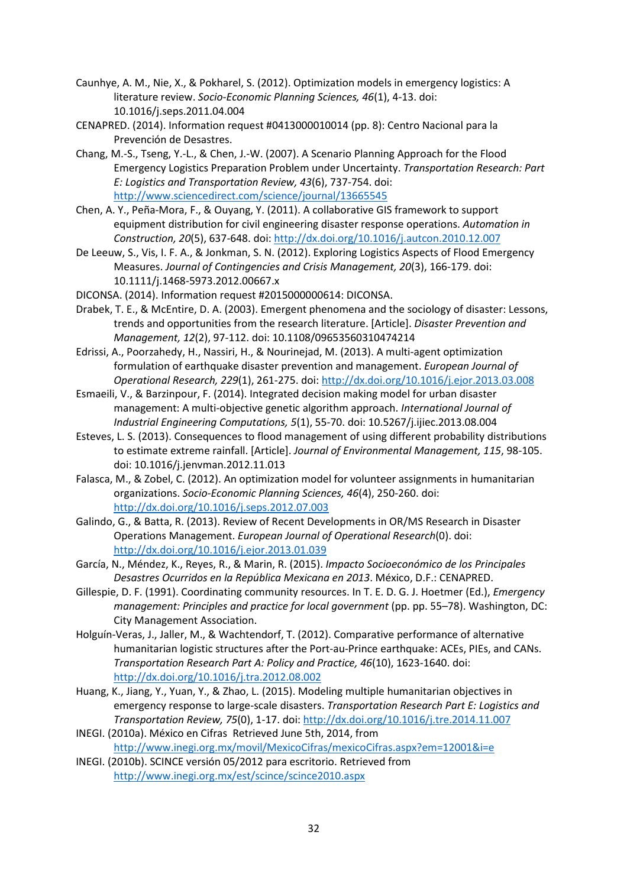Caunhye, A. M., Nie, X., & Pokharel, S. (2012). Optimization models in emergency logistics: A literature review. *Socio-Economic Planning Sciences, 46*(1), 4-13. doi: 10.1016/j.seps.2011.04.004

CENAPRED. (2014). Information request #0413000010014 (pp. 8): Centro Nacional para la Prevención de Desastres.

Chang, M.-S., Tseng, Y.-L., & Chen, J.-W. (2007). A Scenario Planning Approach for the Flood Emergency Logistics Preparation Problem under Uncertainty. *Transportation Research: Part E: Logistics and Transportation Review, 43*(6), 737-754. doi: http://www.sciencedirect.com/science/journal/13665545

Chen, A. Y., Peña-Mora, F., & Ouyang, Y. (2011). A collaborative GIS framework to support equipment distribution for civil engineering disaster response operations. *Automation in Construction, 20*(5), 637-648. doi: http://dx.doi.org/10.1016/j.autcon.2010.12.007

De Leeuw, S., Vis, I. F. A., & Jonkman, S. N. (2012). Exploring Logistics Aspects of Flood Emergency Measures. *Journal of Contingencies and Crisis Management, 20*(3), 166-179. doi: 10.1111/j.1468-5973.2012.00667.x

DICONSA. (2014). Information request #2015000000614: DICONSA.

Drabek, T. E., & McEntire, D. A. (2003). Emergent phenomena and the sociology of disaster: Lessons, trends and opportunities from the research literature. [Article]. *Disaster Prevention and Management, 12*(2), 97-112. doi: 10.1108/09653560310474214

Edrissi, A., Poorzahedy, H., Nassiri, H., & Nourinejad, M. (2013). A multi-agent optimization formulation of earthquake disaster prevention and management. *European Journal of Operational Research, 229*(1), 261-275. doi: http://dx.doi.org/10.1016/j.ejor.2013.03.008

Esmaeili, V., & Barzinpour, F. (2014). Integrated decision making model for urban disaster management: A multi-objective genetic algorithm approach. *International Journal of Industrial Engineering Computations, 5*(1), 55-70. doi: 10.5267/j.ijiec.2013.08.004

Esteves, L. S. (2013). Consequences to flood management of using different probability distributions to estimate extreme rainfall. [Article]. *Journal of Environmental Management, 115*, 98-105. doi: 10.1016/j.jenvman.2012.11.013

Falasca, M., & Zobel, C. (2012). An optimization model for volunteer assignments in humanitarian organizations. *Socio-Economic Planning Sciences, 46*(4), 250-260. doi: http://dx.doi.org/10.1016/j.seps.2012.07.003

Galindo, G., & Batta, R. (2013). Review of Recent Developments in OR/MS Research in Disaster Operations Management. *European Journal of Operational Research*(0). doi: http://dx.doi.org/10.1016/j.ejor.2013.01.039

García, N., Méndez, K., Reyes, R., & Marin, R. (2015). *Impacto Socioeconómico de los Principales Desastres Ocurridos en la República Mexicana en 2013*. México, D.F.: CENAPRED.

Gillespie, D. F. (1991). Coordinating community resources. In T. E. D. G. J. Hoetmer (Ed.), *Emergency management: Principles and practice for local government* (pp. pp. 55–78). Washington, DC: City Management Association.

Holguín-Veras, J., Jaller, M., & Wachtendorf, T. (2012). Comparative performance of alternative humanitarian logistic structures after the Port-au-Prince earthquake: ACEs, PIEs, and CANs. *Transportation Research Part A: Policy and Practice, 46*(10), 1623-1640. doi: http://dx.doi.org/10.1016/j.tra.2012.08.002

Huang, K., Jiang, Y., Yuan, Y., & Zhao, L. (2015). Modeling multiple humanitarian objectives in emergency response to large-scale disasters. *Transportation Research Part E: Logistics and Transportation Review, 75*(0), 1-17. doi: http://dx.doi.org/10.1016/j.tre.2014.11.007

INEGI. (2010a). México en Cifras Retrieved June 5th, 2014, from http://www.inegi.org.mx/movil/MexicoCifras/mexicoCifras.aspx?em=12001&i=e

INEGI. (2010b). SCINCE versión 05/2012 para escritorio. Retrieved from http://www.inegi.org.mx/est/scince/scince2010.aspx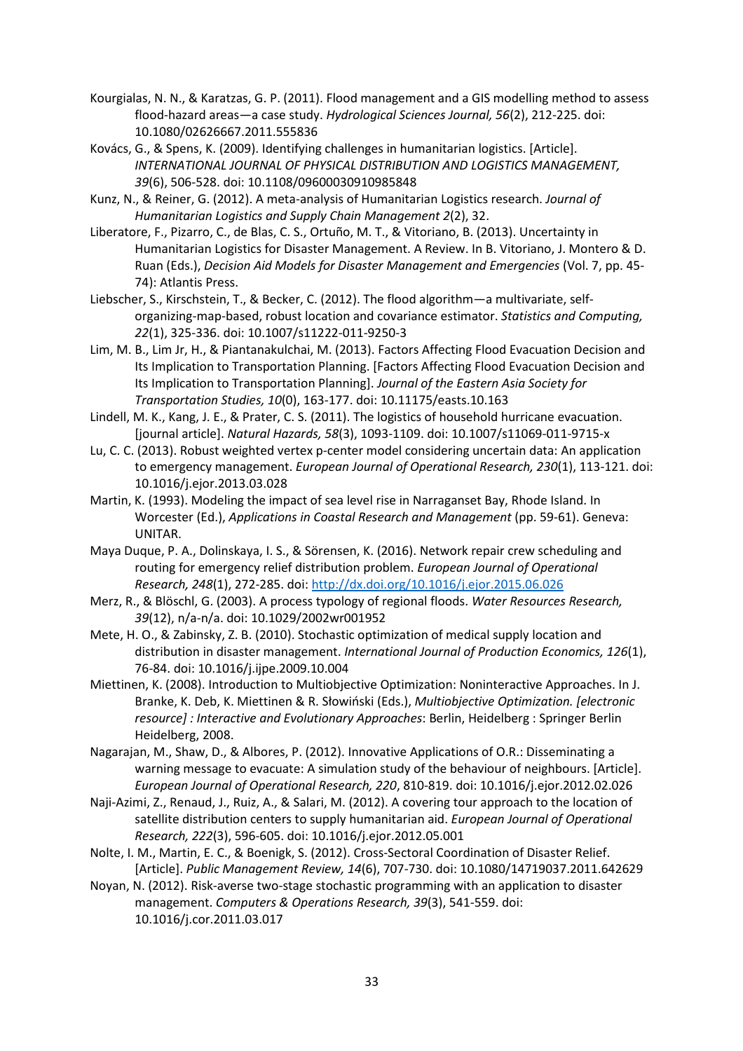Kourgialas, N. N., & Karatzas, G. P. (2011). Flood management and a GIS modelling method to assess flood-hazard areas—a case study. *Hydrological Sciences Journal, 56*(2), 212-225. doi: 10.1080/02626667.2011.555836

Kovács, G., & Spens, K. (2009). Identifying challenges in humanitarian logistics. [Article]. *INTERNATIONAL JOURNAL OF PHYSICAL DISTRIBUTION AND LOGISTICS MANAGEMENT, 39*(6), 506-528. doi: 10.1108/09600030910985848

Kunz, N., & Reiner, G. (2012). A meta-analysis of Humanitarian Logistics research. *Journal of Humanitarian Logistics and Supply Chain Management 2*(2), 32.

Liberatore, F., Pizarro, C., de Blas, C. S., Ortuño, M. T., & Vitoriano, B. (2013). Uncertainty in Humanitarian Logistics for Disaster Management. A Review. In B. Vitoriano, J. Montero & D. Ruan (Eds.), *Decision Aid Models for Disaster Management and Emergencies* (Vol. 7, pp. 45-74): Atlantis Press.

Liebscher, S., Kirschstein, T., & Becker, C. (2012). The flood algorithm—a multivariate, self-organizing-map-based, robust location and covariance estimator. *Statistics and Computing, 22*(1), 325-336. doi: 10.1007/s11222-011-9250-3

Lim, M. B., Lim Jr, H., & Piantanakulchai, M. (2013). Factors Affecting Flood Evacuation Decision and Its Implication to Transportation Planning. [Factors Affecting Flood Evacuation Decision and Its Implication to Transportation Planning]. *Journal of the Eastern Asia Society for Transportation Studies, 10*(0), 163-177. doi: 10.11175/easts.10.163

Lindell, M. K., Kang, J. E., & Prater, C. S. (2011). The logistics of household hurricane evacuation. [journal article]. *Natural Hazards, 58*(3), 1093-1109. doi: 10.1007/s11069-011-9715-x

Lu, C. C. (2013). Robust weighted vertex p-center model considering uncertain data: An application to emergency management. *European Journal of Operational Research, 230*(1), 113-121. doi: 10.1016/j.ejor.2013.03.028

Martin, K. (1993). Modeling the impact of sea level rise in Narraganset Bay, Rhode Island. In Worcester (Ed.), *Applications in Coastal Research and Management* (pp. 59-61). Geneva: UNITAR.

Maya Duque, P. A., Dolinskaya, I. S., & Sörensen, K. (2016). Network repair crew scheduling and routing for emergency relief distribution problem. *European Journal of Operational Research, 248*(1), 272-285. doi: http://dx.doi.org/10.1016/j.ejor.2015.06.026

Merz, R., & Blöschl, G. (2003). A process typology of regional floods. *Water Resources Research, 39*(12), n/a-n/a. doi: 10.1029/2002wr001952

Mete, H. O., & Zabinsky, Z. B. (2010). Stochastic optimization of medical supply location and distribution in disaster management. *International Journal of Production Economics, 126*(1), 76-84. doi: 10.1016/j.ijpe.2009.10.004

Miettinen, K. (2008). Introduction to Multiobjective Optimization: Noninteractive Approaches. In J. Branke, K. Deb, K. Miettinen & R. Słowiński (Eds.), *Multiobjective Optimization. [electronic resource] : Interactive and Evolutionary Approaches*: Berlin, Heidelberg : Springer Berlin Heidelberg, 2008.

Nagarajan, M., Shaw, D., & Albores, P. (2012). Innovative Applications of O.R.: Disseminating a warning message to evacuate: A simulation study of the behaviour of neighbours. [Article]. *European Journal of Operational Research, 220*, 810-819. doi: 10.1016/j.ejor.2012.02.026

Naji-Azimi, Z., Renaud, J., Ruiz, A., & Salari, M. (2012). A covering tour approach to the location of satellite distribution centers to supply humanitarian aid. *European Journal of Operational Research, 222*(3), 596-605. doi: 10.1016/j.ejor.2012.05.001

Nolte, I. M., Martin, E. C., & Boenigk, S. (2012). Cross-Sectoral Coordination of Disaster Relief. [Article]. *Public Management Review, 14*(6), 707-730. doi: 10.1080/14719037.2011.642629

Noyan, N. (2012). Risk-averse two-stage stochastic programming with an application to disaster management. *Computers & Operations Research, 39*(3), 541-559. doi: 10.1016/j.cor.2011.03.017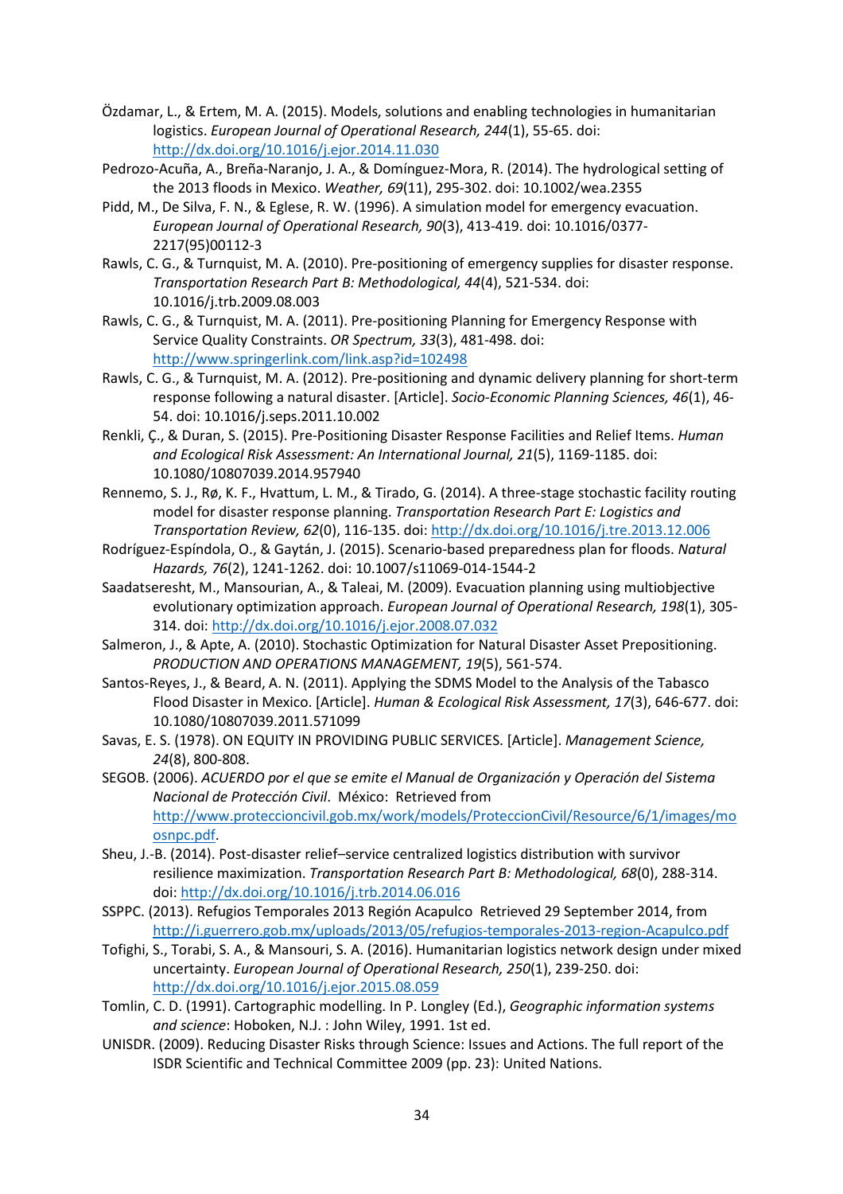Özdamar, L., & Ertem, M. A. (2015). Models, solutions and enabling technologies in humanitarian logistics. *European Journal of Operational Research, 244*(1), 55-65. doi: http://dx.doi.org/10.1016/j.ejor.2014.11.030

Pedrozo-Acuña, A., Breña-Naranjo, J. A., & Domínguez-Mora, R. (2014). The hydrological setting of the 2013 floods in Mexico. *Weather, 69*(11), 295-302. doi: 10.1002/wea.2355

Pidd, M., De Silva, F. N., & Eglese, R. W. (1996). A simulation model for emergency evacuation. *European Journal of Operational Research, 90*(3), 413-419. doi: 10.1016/0377-2217(95)00112-3

Rawls, C. G., & Turnquist, M. A. (2010). Pre-positioning of emergency supplies for disaster response. *Transportation Research Part B: Methodological, 44*(4), 521-534. doi: 10.1016/j.trb.2009.08.003

Rawls, C. G., & Turnquist, M. A. (2011). Pre-positioning Planning for Emergency Response with Service Quality Constraints. *OR Spectrum, 33*(3), 481-498. doi: http://www.springerlink.com/link.asp?id=102498

Rawls, C. G., & Turnquist, M. A. (2012). Pre-positioning and dynamic delivery planning for short-term response following a natural disaster. [Article]. *Socio-Economic Planning Sciences, 46*(1), 46-54. doi: 10.1016/j.seps.2011.10.002

Renkli, Ç., & Duran, S. (2015). Pre-Positioning Disaster Response Facilities and Relief Items. *Human and Ecological Risk Assessment: An International Journal, 21*(5), 1169-1185. doi: 10.1080/10807039.2014.957940

Rennemo, S. J., Rø, K. F., Hvattum, L. M., & Tirado, G. (2014). A three-stage stochastic facility routing model for disaster response planning. *Transportation Research Part E: Logistics and Transportation Review, 62*(0), 116-135. doi: http://dx.doi.org/10.1016/j.tre.2013.12.006

Rodríguez-Espíndola, O., & Gaytán, J. (2015). Scenario-based preparedness plan for floods. *Natural Hazards, 76*(2), 1241-1262. doi: 10.1007/s11069-014-1544-2

Saadatseresht, M., Mansourian, A., & Taleai, M. (2009). Evacuation planning using multiobjective evolutionary optimization approach. *European Journal of Operational Research, 198*(1), 305-314. doi: http://dx.doi.org/10.1016/j.ejor.2008.07.032

Salmeron, J., & Apte, A. (2010). Stochastic Optimization for Natural Disaster Asset Prepositioning. *PRODUCTION AND OPERATIONS MANAGEMENT, 19*(5), 561-574.

Santos-Reyes, J., & Beard, A. N. (2011). Applying the SDMS Model to the Analysis of the Tabasco Flood Disaster in Mexico. [Article]. *Human & Ecological Risk Assessment, 17*(3), 646-677. doi: 10.1080/10807039.2011.571099

Savas, E. S. (1978). ON EQUITY IN PROVIDING PUBLIC SERVICES. [Article]. *Management Science, 24*(8), 800-808.

SEGOB. (2006). *ACUERDO por el que se emite el Manual de Organización y Operación del Sistema Nacional de Protección Civil*. México: Retrieved from http://www.proteccioncivil.gob.mx/work/models/ProteccionCivil/Resource/6/1/images/moosnpc.pdf.

Sheu, J.-B. (2014). Post-disaster relief–service centralized logistics distribution with survivor resilience maximization. *Transportation Research Part B: Methodological, 68*(0), 288-314. doi: http://dx.doi.org/10.1016/j.trb.2014.06.016

SSPPC. (2013). Refugios Temporales 2013 Región Acapulco Retrieved 29 September 2014, from http://i.guerrero.gob.mx/uploads/2013/05/refugios-temporales-2013-region-Acapulco.pdf

Tofighi, S., Torabi, S. A., & Mansouri, S. A. (2016). Humanitarian logistics network design under mixed uncertainty. *European Journal of Operational Research, 250*(1), 239-250. doi: http://dx.doi.org/10.1016/j.ejor.2015.08.059

Tomlin, C. D. (1991). Cartographic modelling. In P. Longley (Ed.), *Geographic information systems and science*: Hoboken, N.J. : John Wiley, 1991. 1st ed.

UNISDR. (2009). Reducing Disaster Risks through Science: Issues and Actions. The full report of the ISDR Scientific and Technical Committee 2009 (pp. 23): United Nations.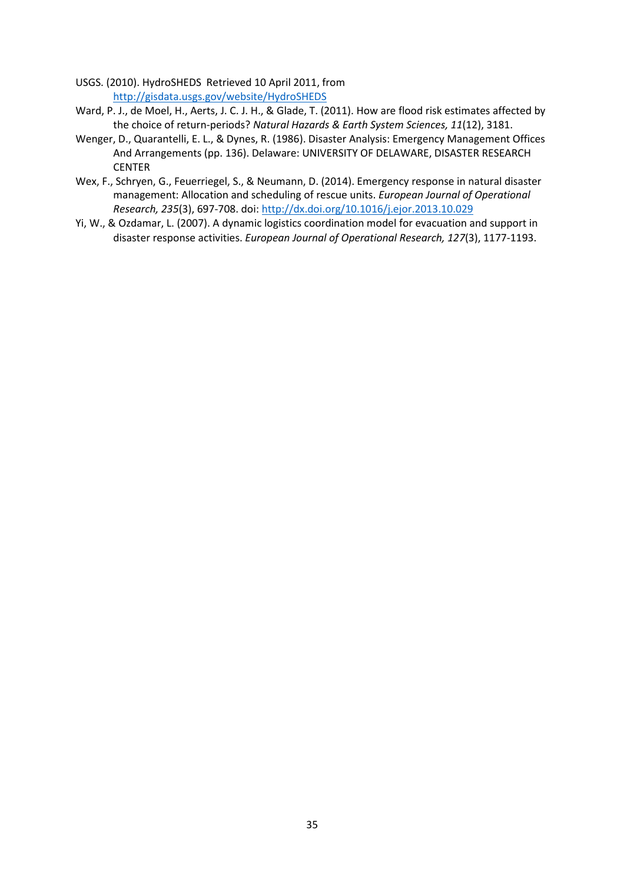USGS. (2010). HydroSHEDS  Retrieved 10 April 2011, from http://gisdata.usgs.gov/website/HydroSHEDS

Ward, P. J., de Moel, H., Aerts, J. C. J. H., & Glade, T. (2011). How are flood risk estimates affected by the choice of return-periods? *Natural Hazards & Earth System Sciences, 11*(12), 3181.

Wenger, D., Quarantelli, E. L., & Dynes, R. (1986). Disaster Analysis: Emergency Management Offices And Arrangements (pp. 136). Delaware: UNIVERSITY OF DELAWARE, DISASTER RESEARCH CENTER

Wex, F., Schryen, G., Feuerriegel, S., & Neumann, D. (2014). Emergency response in natural disaster management: Allocation and scheduling of rescue units. *European Journal of Operational Research, 235*(3), 697-708. doi: http://dx.doi.org/10.1016/j.ejor.2013.10.029

Yi, W., & Ozdamar, L. (2007). A dynamic logistics coordination model for evacuation and support in disaster response activities. *European Journal of Operational Research, 127*(3), 1177-1193.